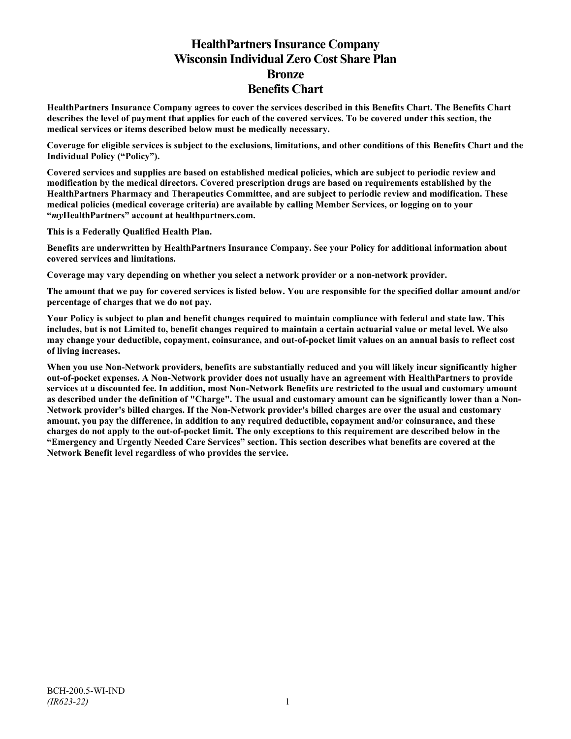# HealthPartners Insurance Company
# Wisconsin Individual Zero Cost Share Plan
# Bronze
# Benefits Chart

**HealthPartners Insurance Company agrees to cover the services described in this Benefits Chart. The Benefits Chart describes the level of payment that applies for each of the covered services. To be covered under this section, the medical services or items described below must be medically necessary.**

**Coverage for eligible services is subject to the exclusions, limitations, and other conditions of this Benefits Chart and the Individual Policy ("Policy").**

**Covered services and supplies are based on established medical policies, which are subject to periodic review and modification by the medical directors. Covered prescription drugs are based on requirements established by the HealthPartners Pharmacy and Therapeutics Committee, and are subject to periodic review and modification. These medical policies (medical coverage criteria) are available by calling Member Services, or logging on to your "*my*HealthPartners" account at healthpartners.com.**

**This is a Federally Qualified Health Plan.**

**Benefits are underwritten by HealthPartners Insurance Company. See your Policy for additional information about covered services and limitations.**

**Coverage may vary depending on whether you select a network provider or a non-network provider.**

**The amount that we pay for covered services is listed below. You are responsible for the specified dollar amount and/or percentage of charges that we do not pay.**

**Your Policy is subject to plan and benefit changes required to maintain compliance with federal and state law. This includes, but is not Limited to, benefit changes required to maintain a certain actuarial value or metal level. We also may change your deductible, copayment, coinsurance, and out-of-pocket limit values on an annual basis to reflect cost of living increases.**

**When you use Non-Network providers, benefits are substantially reduced and you will likely incur significantly higher out-of-pocket expenses. A Non-Network provider does not usually have an agreement with HealthPartners to provide services at a discounted fee. In addition, most Non-Network Benefits are restricted to the usual and customary amount as described under the definition of "Charge". The usual and customary amount can be significantly lower than a Non-Network provider's billed charges. If the Non-Network provider's billed charges are over the usual and customary amount, you pay the difference, in addition to any required deductible, copayment and/or coinsurance, and these charges do not apply to the out-of-pocket limit. The only exceptions to this requirement are described below in the "Emergency and Urgently Needed Care Services" section. This section describes what benefits are covered at the Network Benefit level regardless of who provides the service.**

BCH-200.5-WI-IND
*(IR623-22)*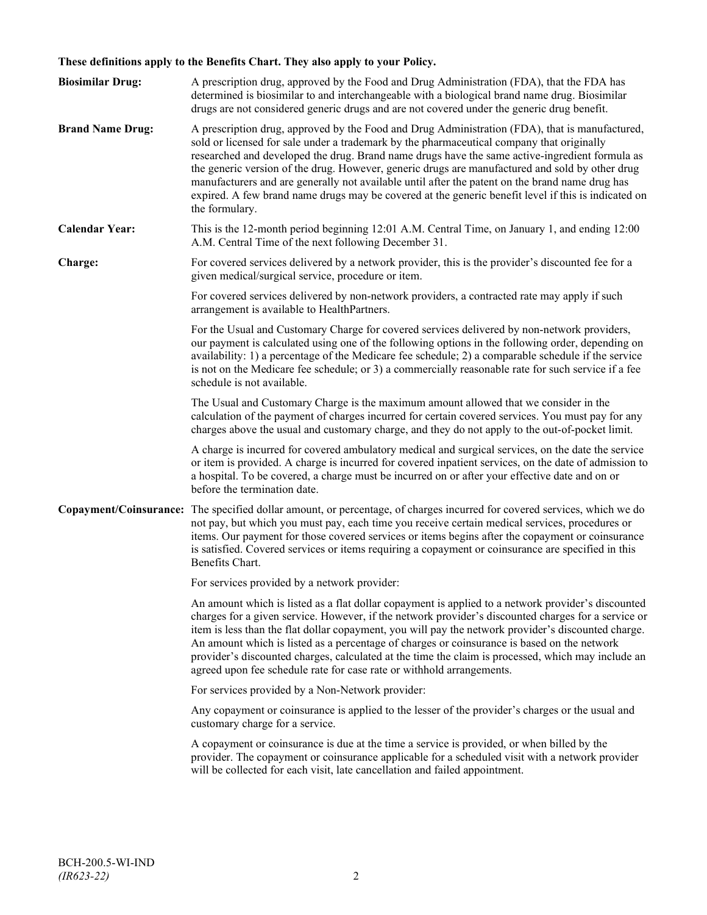**These definitions apply to the Benefits Chart. They also apply to your Policy.**

**Biosimilar Drug:** A prescription drug, approved by the Food and Drug Administration (FDA), that the FDA has determined is biosimilar to and interchangeable with a biological brand name drug. Biosimilar drugs are not considered generic drugs and are not covered under the generic drug benefit.

**Brand Name Drug:** A prescription drug, approved by the Food and Drug Administration (FDA), that is manufactured, sold or licensed for sale under a trademark by the pharmaceutical company that originally researched and developed the drug. Brand name drugs have the same active-ingredient formula as the generic version of the drug. However, generic drugs are manufactured and sold by other drug manufacturers and are generally not available until after the patent on the brand name drug has expired. A few brand name drugs may be covered at the generic benefit level if this is indicated on the formulary.

**Calendar Year:** This is the 12-month period beginning 12:01 A.M. Central Time, on January 1, and ending 12:00 A.M. Central Time of the next following December 31.

**Charge:** For covered services delivered by a network provider, this is the provider's discounted fee for a given medical/surgical service, procedure or item.

For covered services delivered by non-network providers, a contracted rate may apply if such arrangement is available to HealthPartners.

For the Usual and Customary Charge for covered services delivered by non-network providers, our payment is calculated using one of the following options in the following order, depending on availability: 1) a percentage of the Medicare fee schedule; 2) a comparable schedule if the service is not on the Medicare fee schedule; or 3) a commercially reasonable rate for such service if a fee schedule is not available.

The Usual and Customary Charge is the maximum amount allowed that we consider in the calculation of the payment of charges incurred for certain covered services. You must pay for any charges above the usual and customary charge, and they do not apply to the out-of-pocket limit.

A charge is incurred for covered ambulatory medical and surgical services, on the date the service or item is provided. A charge is incurred for covered inpatient services, on the date of admission to a hospital. To be covered, a charge must be incurred on or after your effective date and on or before the termination date.

**Copayment/Coinsurance:** The specified dollar amount, or percentage, of charges incurred for covered services, which we do not pay, but which you must pay, each time you receive certain medical services, procedures or items. Our payment for those covered services or items begins after the copayment or coinsurance is satisfied. Covered services or items requiring a copayment or coinsurance are specified in this Benefits Chart.

For services provided by a network provider:

An amount which is listed as a flat dollar copayment is applied to a network provider's discounted charges for a given service. However, if the network provider's discounted charges for a service or item is less than the flat dollar copayment, you will pay the network provider's discounted charge. An amount which is listed as a percentage of charges or coinsurance is based on the network provider's discounted charges, calculated at the time the claim is processed, which may include an agreed upon fee schedule rate for case rate or withhold arrangements.

For services provided by a Non-Network provider:

Any copayment or coinsurance is applied to the lesser of the provider's charges or the usual and customary charge for a service.

A copayment or coinsurance is due at the time a service is provided, or when billed by the provider. The copayment or coinsurance applicable for a scheduled visit with a network provider will be collected for each visit, late cancellation and failed appointment.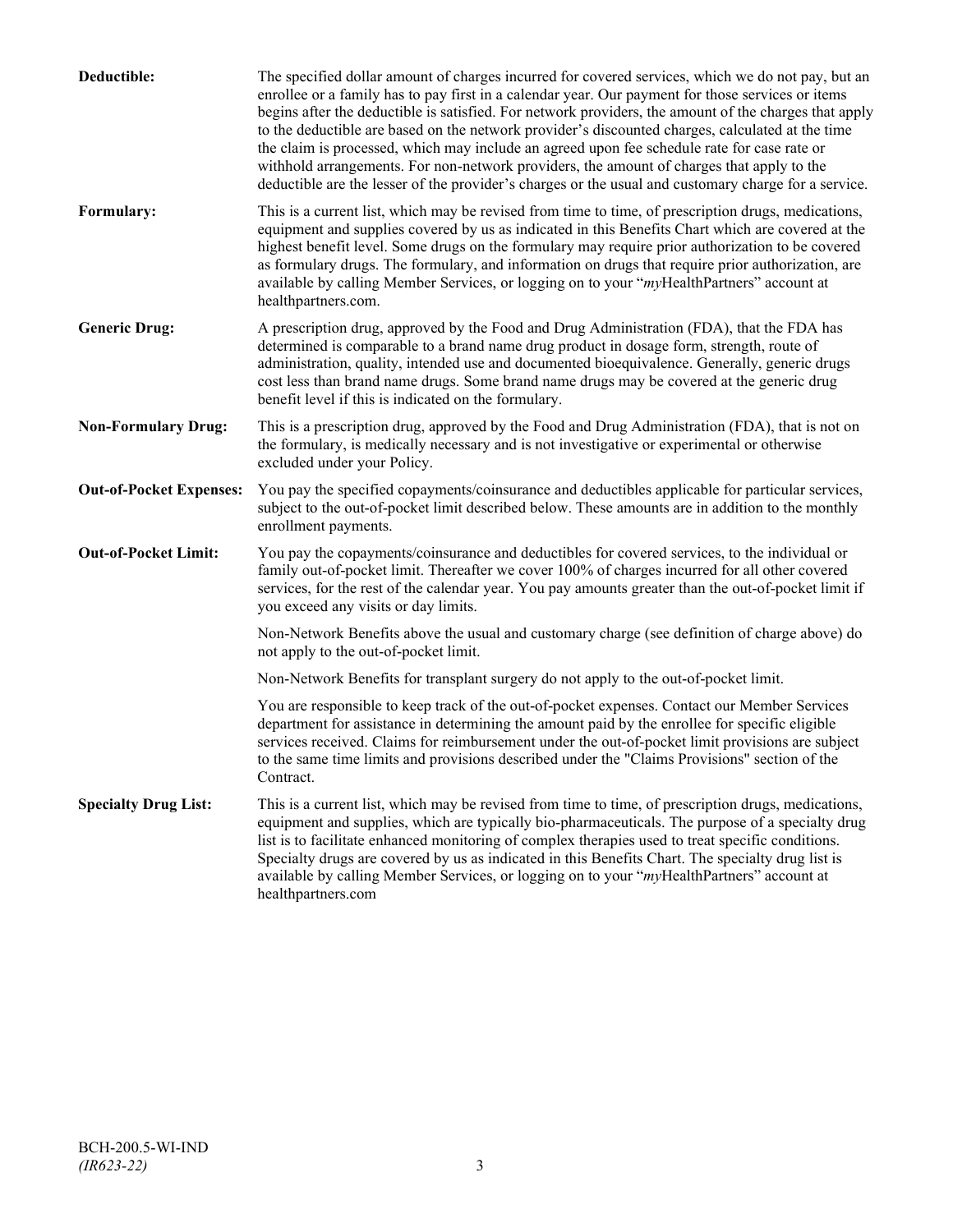**Deductible:** The specified dollar amount of charges incurred for covered services, which we do not pay, but an enrollee or a family has to pay first in a calendar year. Our payment for those services or items begins after the deductible is satisfied. For network providers, the amount of the charges that apply to the deductible are based on the network provider's discounted charges, calculated at the time the claim is processed, which may include an agreed upon fee schedule rate for case rate or withhold arrangements. For non-network providers, the amount of charges that apply to the deductible are the lesser of the provider's charges or the usual and customary charge for a service.

**Formulary:** This is a current list, which may be revised from time to time, of prescription drugs, medications, equipment and supplies covered by us as indicated in this Benefits Chart which are covered at the highest benefit level. Some drugs on the formulary may require prior authorization to be covered as formulary drugs. The formulary, and information on drugs that require prior authorization, are available by calling Member Services, or logging on to your "*my*HealthPartners" account at healthpartners.com.

**Generic Drug:** A prescription drug, approved by the Food and Drug Administration (FDA), that the FDA has determined is comparable to a brand name drug product in dosage form, strength, route of administration, quality, intended use and documented bioequivalence. Generally, generic drugs cost less than brand name drugs. Some brand name drugs may be covered at the generic drug benefit level if this is indicated on the formulary.

**Non-Formulary Drug:** This is a prescription drug, approved by the Food and Drug Administration (FDA), that is not on the formulary, is medically necessary and is not investigative or experimental or otherwise excluded under your Policy.

**Out-of-Pocket Expenses:** You pay the specified copayments/coinsurance and deductibles applicable for particular services, subject to the out-of-pocket limit described below. These amounts are in addition to the monthly enrollment payments.

**Out-of-Pocket Limit:** You pay the copayments/coinsurance and deductibles for covered services, to the individual or family out-of-pocket limit. Thereafter we cover 100% of charges incurred for all other covered services, for the rest of the calendar year. You pay amounts greater than the out-of-pocket limit if you exceed any visits or day limits.

Non-Network Benefits above the usual and customary charge (see definition of charge above) do not apply to the out-of-pocket limit.

Non-Network Benefits for transplant surgery do not apply to the out-of-pocket limit.

You are responsible to keep track of the out-of-pocket expenses. Contact our Member Services department for assistance in determining the amount paid by the enrollee for specific eligible services received. Claims for reimbursement under the out-of-pocket limit provisions are subject to the same time limits and provisions described under the "Claims Provisions" section of the Contract.

**Specialty Drug List:** This is a current list, which may be revised from time to time, of prescription drugs, medications, equipment and supplies, which are typically bio-pharmaceuticals. The purpose of a specialty drug list is to facilitate enhanced monitoring of complex therapies used to treat specific conditions. Specialty drugs are covered by us as indicated in this Benefits Chart. The specialty drug list is available by calling Member Services, or logging on to your "*my*HealthPartners" account at healthpartners.com

BCH-200.5-WI-IND
*(IR623-22)*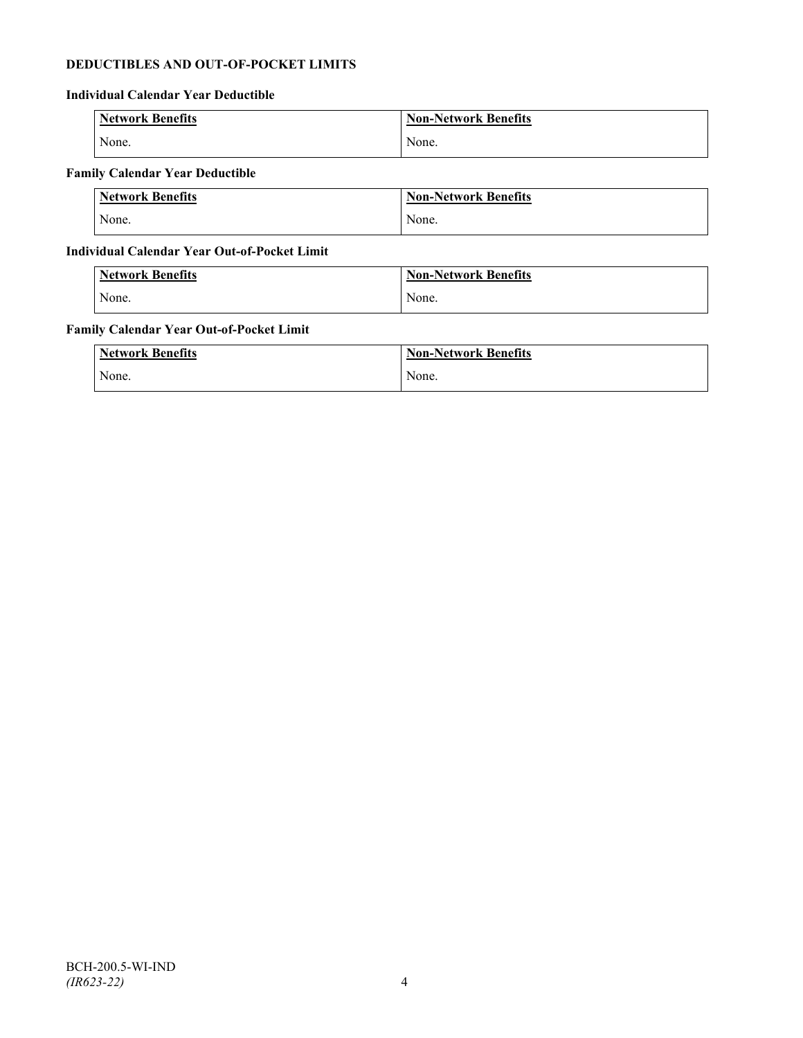**DEDUCTIBLES AND OUT-OF-POCKET LIMITS**

**Individual Calendar Year Deductible**

| Network Benefits | Non-Network Benefits |
| --- | --- |
| None. | None. |

**Family Calendar Year Deductible**

| Network Benefits | Non-Network Benefits |
| --- | --- |
| None. | None. |

**Individual Calendar Year Out-of-Pocket Limit**

| Network Benefits | Non-Network Benefits |
| --- | --- |
| None. | None. |

**Family Calendar Year Out-of-Pocket Limit**

| Network Benefits | Non-Network Benefits |
| --- | --- |
| None. | None. |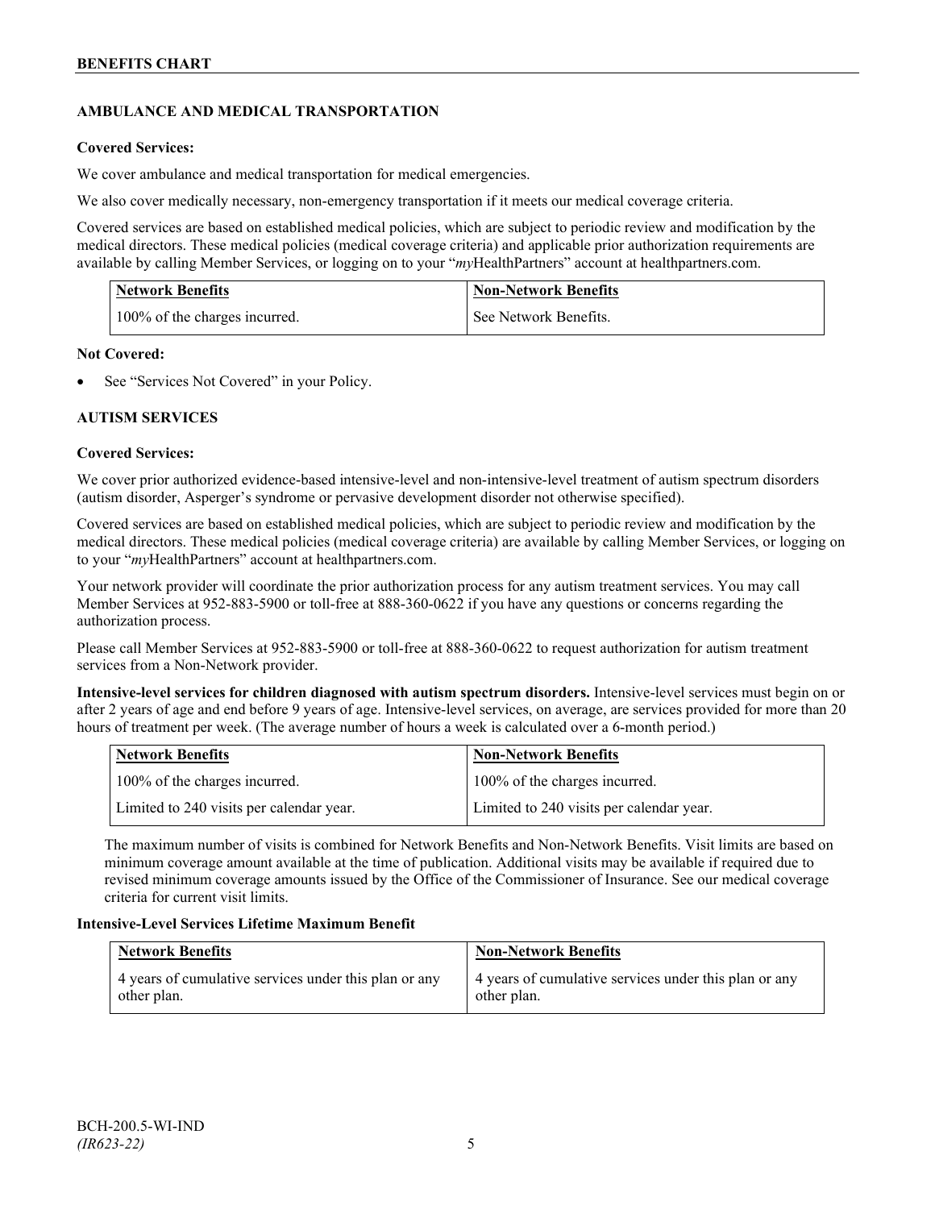## AMBULANCE AND MEDICAL TRANSPORTATION

**Covered Services:**

We cover ambulance and medical transportation for medical emergencies.

We also cover medically necessary, non-emergency transportation if it meets our medical coverage criteria.

Covered services are based on established medical policies, which are subject to periodic review and modification by the medical directors. These medical policies (medical coverage criteria) and applicable prior authorization requirements are available by calling Member Services, or logging on to your "*my*HealthPartners" account at healthpartners.com.

| Network Benefits | Non-Network Benefits |
|---|---|
| 100% of the charges incurred. | See Network Benefits. |

**Not Covered:**

- See "Services Not Covered" in your Policy.

## AUTISM SERVICES

**Covered Services:**

We cover prior authorized evidence-based intensive-level and non-intensive-level treatment of autism spectrum disorders (autism disorder, Asperger's syndrome or pervasive development disorder not otherwise specified).

Covered services are based on established medical policies, which are subject to periodic review and modification by the medical directors. These medical policies (medical coverage criteria) are available by calling Member Services, or logging on to your "*my*HealthPartners" account at healthpartners.com.

Your network provider will coordinate the prior authorization process for any autism treatment services. You may call Member Services at 952-883-5900 or toll-free at 888-360-0622 if you have any questions or concerns regarding the authorization process.

Please call Member Services at 952-883-5900 or toll-free at 888-360-0622 to request authorization for autism treatment services from a Non-Network provider.

**Intensive-level services for children diagnosed with autism spectrum disorders.** Intensive-level services must begin on or after 2 years of age and end before 9 years of age. Intensive-level services, on average, are services provided for more than 20 hours of treatment per week. (The average number of hours a week is calculated over a 6-month period.)

| Network Benefits | Non-Network Benefits |
|---|---|
| 100% of the charges incurred. | 100% of the charges incurred. |
| Limited to 240 visits per calendar year. | Limited to 240 visits per calendar year. |

The maximum number of visits is combined for Network Benefits and Non-Network Benefits. Visit limits are based on minimum coverage amount available at the time of publication. Additional visits may be available if required due to revised minimum coverage amounts issued by the Office of the Commissioner of Insurance. See our medical coverage criteria for current visit limits.

**Intensive-Level Services Lifetime Maximum Benefit**

| Network Benefits | Non-Network Benefits |
|---|---|
| 4 years of cumulative services under this plan or any other plan. | 4 years of cumulative services under this plan or any other plan. |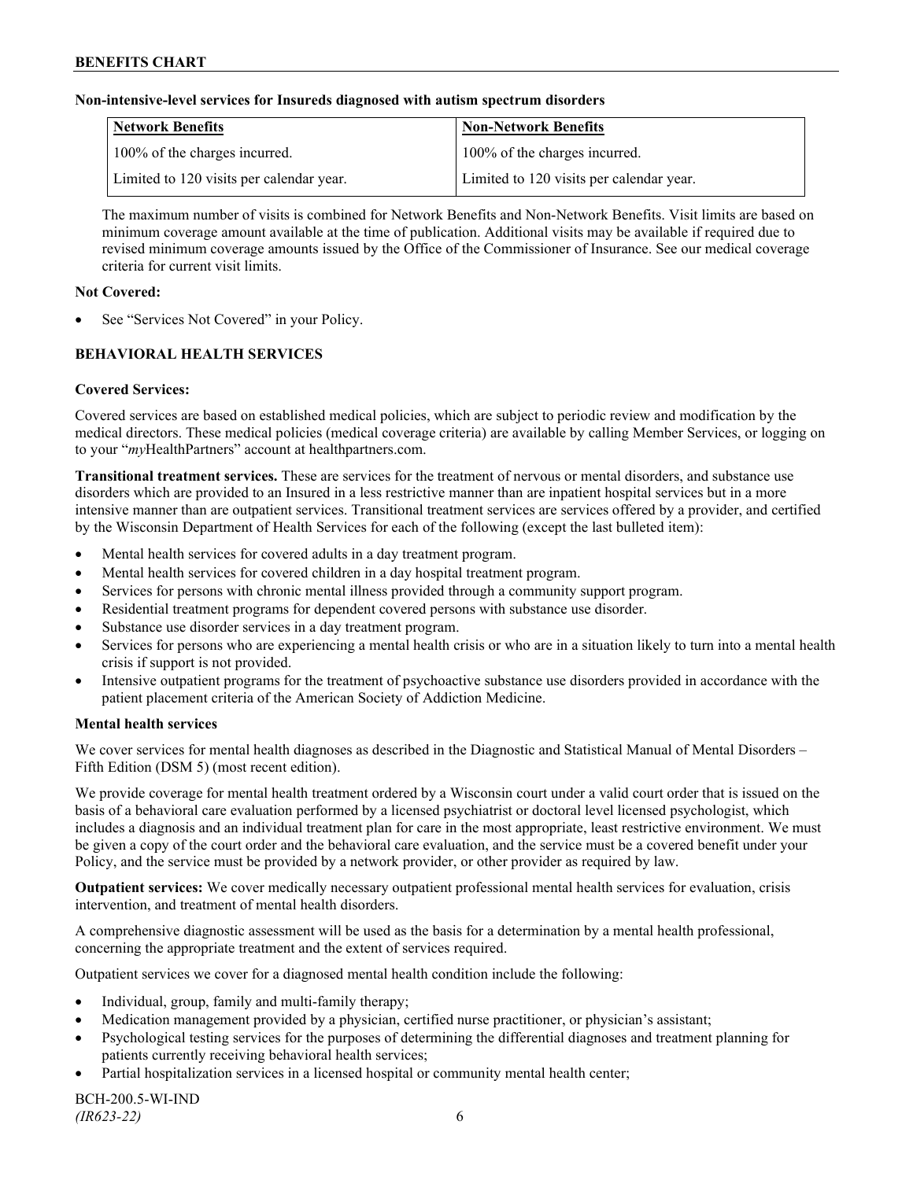**Non-intensive-level services for Insureds diagnosed with autism spectrum disorders**

| Network Benefits | Non-Network Benefits |
| --- | --- |
| 100% of the charges incurred. | 100% of the charges incurred. |
| Limited to 120 visits per calendar year. | Limited to 120 visits per calendar year. |

The maximum number of visits is combined for Network Benefits and Non-Network Benefits. Visit limits are based on minimum coverage amount available at the time of publication. Additional visits may be available if required due to revised minimum coverage amounts issued by the Office of the Commissioner of Insurance. See our medical coverage criteria for current visit limits.

**Not Covered:**

- See "Services Not Covered" in your Policy.

## BEHAVIORAL HEALTH SERVICES

**Covered Services:**

Covered services are based on established medical policies, which are subject to periodic review and modification by the medical directors. These medical policies (medical coverage criteria) are available by calling Member Services, or logging on to your "*my*HealthPartners" account at healthpartners.com.

**Transitional treatment services.** These are services for the treatment of nervous or mental disorders, and substance use disorders which are provided to an Insured in a less restrictive manner than are inpatient hospital services but in a more intensive manner than are outpatient services. Transitional treatment services are services offered by a provider, and certified by the Wisconsin Department of Health Services for each of the following (except the last bulleted item):

- Mental health services for covered adults in a day treatment program.
- Mental health services for covered children in a day hospital treatment program.
- Services for persons with chronic mental illness provided through a community support program.
- Residential treatment programs for dependent covered persons with substance use disorder.
- Substance use disorder services in a day treatment program.
- Services for persons who are experiencing a mental health crisis or who are in a situation likely to turn into a mental health crisis if support is not provided.
- Intensive outpatient programs for the treatment of psychoactive substance use disorders provided in accordance with the patient placement criteria of the American Society of Addiction Medicine.

**Mental health services**

We cover services for mental health diagnoses as described in the Diagnostic and Statistical Manual of Mental Disorders – Fifth Edition (DSM 5) (most recent edition).

We provide coverage for mental health treatment ordered by a Wisconsin court under a valid court order that is issued on the basis of a behavioral care evaluation performed by a licensed psychiatrist or doctoral level licensed psychologist, which includes a diagnosis and an individual treatment plan for care in the most appropriate, least restrictive environment. We must be given a copy of the court order and the behavioral care evaluation, and the service must be a covered benefit under your Policy, and the service must be provided by a network provider, or other provider as required by law.

**Outpatient services:** We cover medically necessary outpatient professional mental health services for evaluation, crisis intervention, and treatment of mental health disorders.

A comprehensive diagnostic assessment will be used as the basis for a determination by a mental health professional, concerning the appropriate treatment and the extent of services required.

Outpatient services we cover for a diagnosed mental health condition include the following:

- Individual, group, family and multi-family therapy;
- Medication management provided by a physician, certified nurse practitioner, or physician's assistant;
- Psychological testing services for the purposes of determining the differential diagnoses and treatment planning for patients currently receiving behavioral health services;
- Partial hospitalization services in a licensed hospital or community mental health center;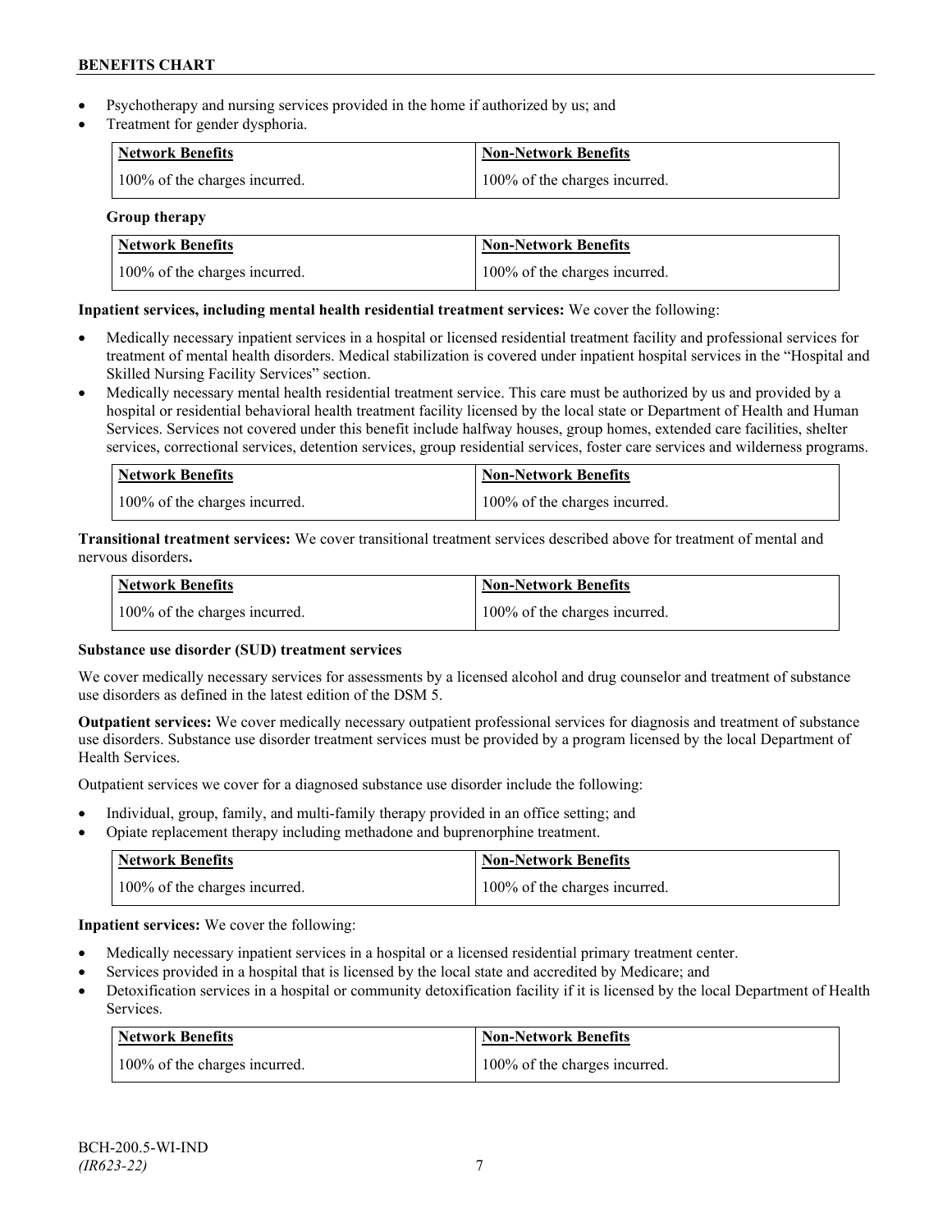- Psychotherapy and nursing services provided in the home if authorized by us; and
- Treatment for gender dysphoria.

| Network Benefits | Non-Network Benefits |
|---|---|
| 100% of the charges incurred. | 100% of the charges incurred. |

**Group therapy**

| Network Benefits | Non-Network Benefits |
|---|---|
| 100% of the charges incurred. | 100% of the charges incurred. |

**Inpatient services, including mental health residential treatment services:** We cover the following:

- Medically necessary inpatient services in a hospital or licensed residential treatment facility and professional services for treatment of mental health disorders. Medical stabilization is covered under inpatient hospital services in the "Hospital and Skilled Nursing Facility Services" section.
- Medically necessary mental health residential treatment service. This care must be authorized by us and provided by a hospital or residential behavioral health treatment facility licensed by the local state or Department of Health and Human Services. Services not covered under this benefit include halfway houses, group homes, extended care facilities, shelter services, correctional services, detention services, group residential services, foster care services and wilderness programs.

| Network Benefits | Non-Network Benefits |
|---|---|
| 100% of the charges incurred. | 100% of the charges incurred. |

**Transitional treatment services:** We cover transitional treatment services described above for treatment of mental and nervous disorders**.**

| Network Benefits | Non-Network Benefits |
|---|---|
| 100% of the charges incurred. | 100% of the charges incurred. |

**Substance use disorder (SUD) treatment services**

We cover medically necessary services for assessments by a licensed alcohol and drug counselor and treatment of substance use disorders as defined in the latest edition of the DSM 5.

**Outpatient services:** We cover medically necessary outpatient professional services for diagnosis and treatment of substance use disorders. Substance use disorder treatment services must be provided by a program licensed by the local Department of Health Services.

Outpatient services we cover for a diagnosed substance use disorder include the following:

- Individual, group, family, and multi-family therapy provided in an office setting; and
- Opiate replacement therapy including methadone and buprenorphine treatment.

| Network Benefits | Non-Network Benefits |
|---|---|
| 100% of the charges incurred. | 100% of the charges incurred. |

**Inpatient services:** We cover the following:

- Medically necessary inpatient services in a hospital or a licensed residential primary treatment center.
- Services provided in a hospital that is licensed by the local state and accredited by Medicare; and
- Detoxification services in a hospital or community detoxification facility if it is licensed by the local Department of Health Services.

| Network Benefits | Non-Network Benefits |
|---|---|
| 100% of the charges incurred. | 100% of the charges incurred. |

BCH-200.5-WI-IND
*(IR623-22)*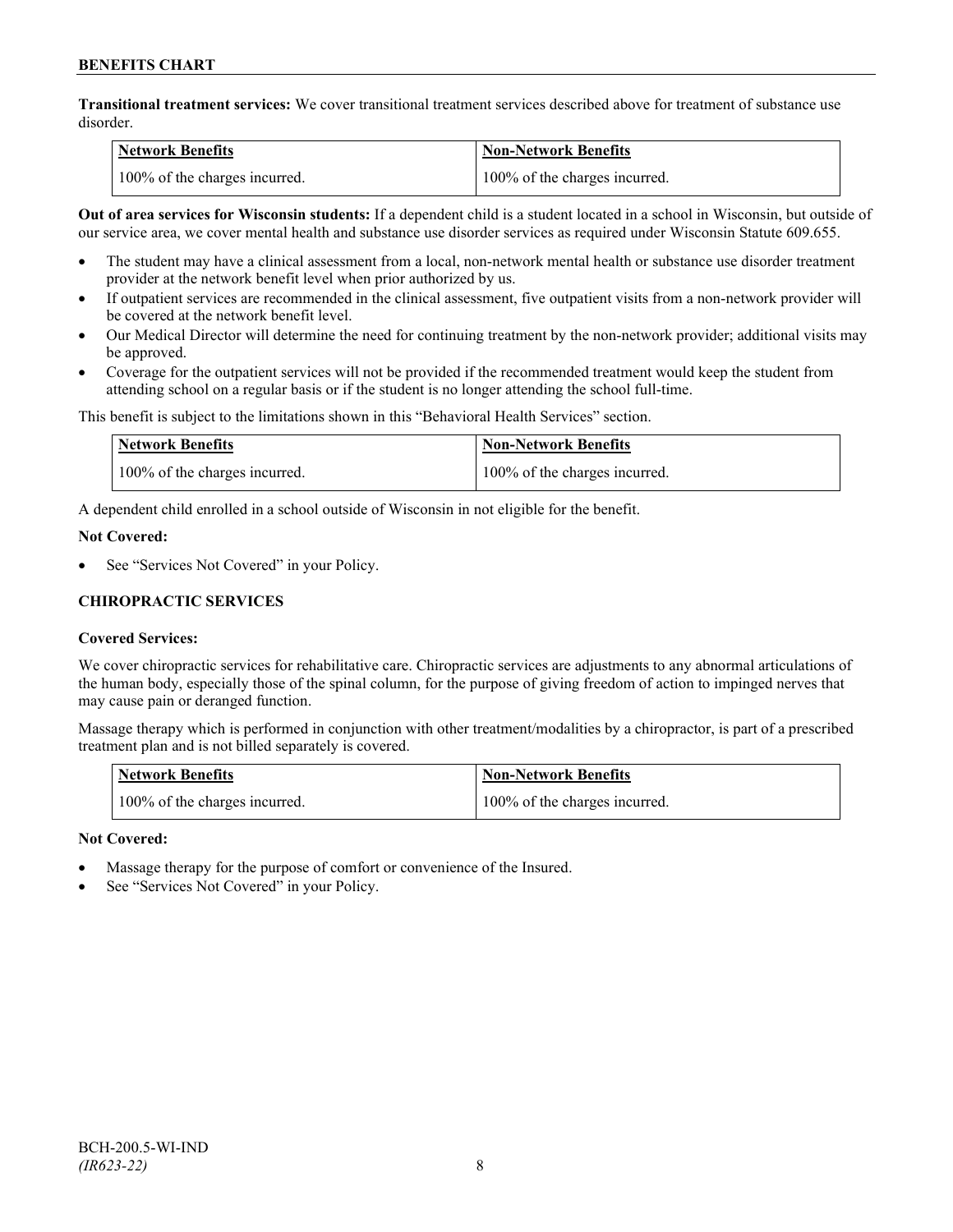**Transitional treatment services:** We cover transitional treatment services described above for treatment of substance use disorder.

| Network Benefits | Non-Network Benefits |
| --- | --- |
| 100% of the charges incurred. | 100% of the charges incurred. |

**Out of area services for Wisconsin students:** If a dependent child is a student located in a school in Wisconsin, but outside of our service area, we cover mental health and substance use disorder services as required under Wisconsin Statute 609.655.

- The student may have a clinical assessment from a local, non-network mental health or substance use disorder treatment provider at the network benefit level when prior authorized by us.
- If outpatient services are recommended in the clinical assessment, five outpatient visits from a non-network provider will be covered at the network benefit level.
- Our Medical Director will determine the need for continuing treatment by the non-network provider; additional visits may be approved.
- Coverage for the outpatient services will not be provided if the recommended treatment would keep the student from attending school on a regular basis or if the student is no longer attending the school full-time.

This benefit is subject to the limitations shown in this "Behavioral Health Services" section.

| Network Benefits | Non-Network Benefits |
| --- | --- |
| 100% of the charges incurred. | 100% of the charges incurred. |

A dependent child enrolled in a school outside of Wisconsin in not eligible for the benefit.

**Not Covered:**

- See "Services Not Covered" in your Policy.

### CHIROPRACTIC SERVICES

**Covered Services:**

We cover chiropractic services for rehabilitative care. Chiropractic services are adjustments to any abnormal articulations of the human body, especially those of the spinal column, for the purpose of giving freedom of action to impinged nerves that may cause pain or deranged function.

Massage therapy which is performed in conjunction with other treatment/modalities by a chiropractor, is part of a prescribed treatment plan and is not billed separately is covered.

| Network Benefits | Non-Network Benefits |
| --- | --- |
| 100% of the charges incurred. | 100% of the charges incurred. |

**Not Covered:**

- Massage therapy for the purpose of comfort or convenience of the Insured.
- See "Services Not Covered" in your Policy.

BCH-200.5-WI-IND
*(IR623-22)*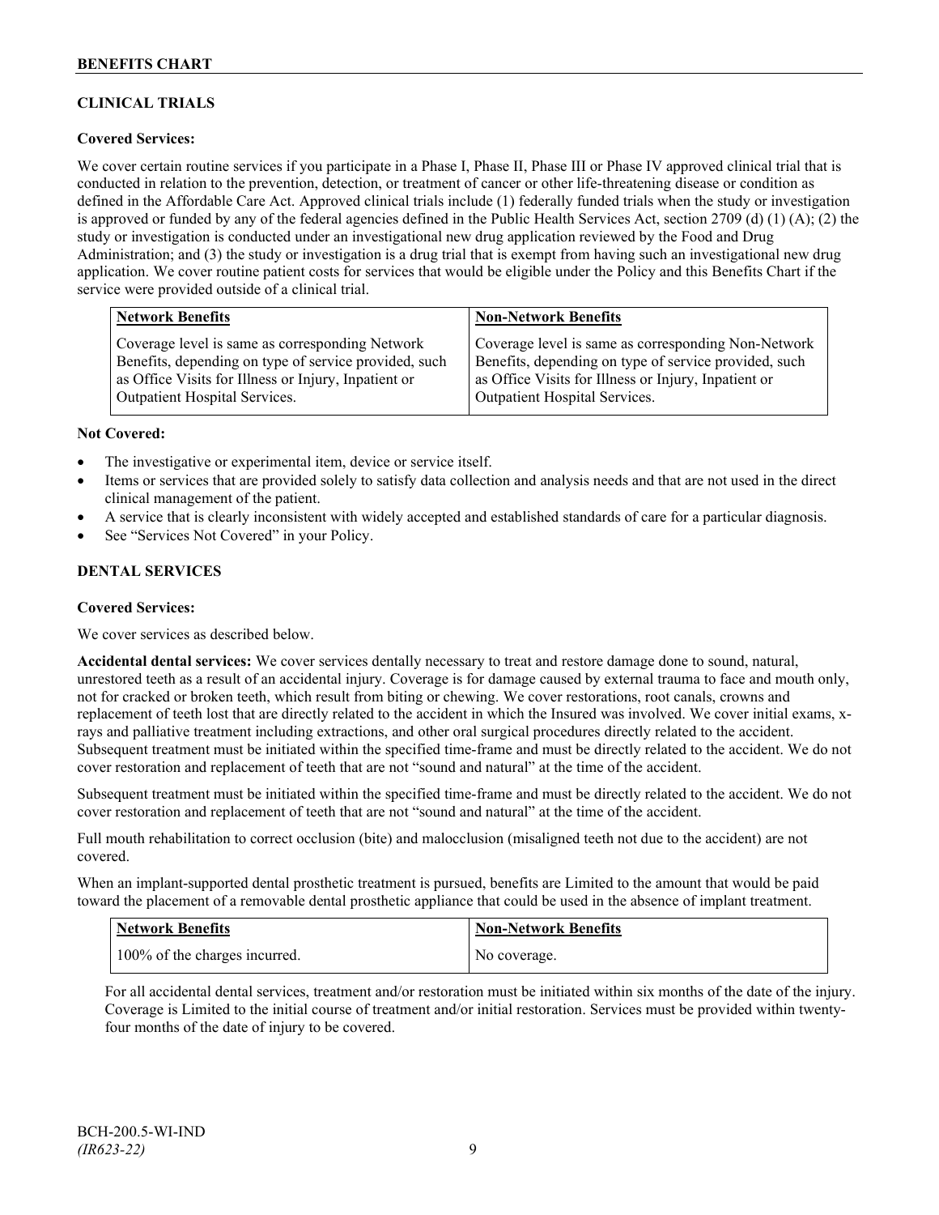## CLINICAL TRIALS

**Covered Services:**

We cover certain routine services if you participate in a Phase I, Phase II, Phase III or Phase IV approved clinical trial that is conducted in relation to the prevention, detection, or treatment of cancer or other life-threatening disease or condition as defined in the Affordable Care Act. Approved clinical trials include (1) federally funded trials when the study or investigation is approved or funded by any of the federal agencies defined in the Public Health Services Act, section 2709 (d) (1) (A); (2) the study or investigation is conducted under an investigational new drug application reviewed by the Food and Drug Administration; and (3) the study or investigation is a drug trial that is exempt from having such an investigational new drug application. We cover routine patient costs for services that would be eligible under the Policy and this Benefits Chart if the service were provided outside of a clinical trial.

| Network Benefits | Non-Network Benefits |
| --- | --- |
| Coverage level is same as corresponding Network Benefits, depending on type of service provided, such as Office Visits for Illness or Injury, Inpatient or Outpatient Hospital Services. | Coverage level is same as corresponding Non-Network Benefits, depending on type of service provided, such as Office Visits for Illness or Injury, Inpatient or Outpatient Hospital Services. |

**Not Covered:**

- The investigative or experimental item, device or service itself.
- Items or services that are provided solely to satisfy data collection and analysis needs and that are not used in the direct clinical management of the patient.
- A service that is clearly inconsistent with widely accepted and established standards of care for a particular diagnosis.
- See "Services Not Covered" in your Policy.

## DENTAL SERVICES

**Covered Services:**

We cover services as described below.

**Accidental dental services:** We cover services dentally necessary to treat and restore damage done to sound, natural, unrestored teeth as a result of an accidental injury. Coverage is for damage caused by external trauma to face and mouth only, not for cracked or broken teeth, which result from biting or chewing. We cover restorations, root canals, crowns and replacement of teeth lost that are directly related to the accident in which the Insured was involved. We cover initial exams, x-rays and palliative treatment including extractions, and other oral surgical procedures directly related to the accident. Subsequent treatment must be initiated within the specified time-frame and must be directly related to the accident. We do not cover restoration and replacement of teeth that are not "sound and natural" at the time of the accident.

Subsequent treatment must be initiated within the specified time-frame and must be directly related to the accident. We do not cover restoration and replacement of teeth that are not "sound and natural" at the time of the accident.

Full mouth rehabilitation to correct occlusion (bite) and malocclusion (misaligned teeth not due to the accident) are not covered.

When an implant-supported dental prosthetic treatment is pursued, benefits are Limited to the amount that would be paid toward the placement of a removable dental prosthetic appliance that could be used in the absence of implant treatment.

| Network Benefits | Non-Network Benefits |
| --- | --- |
| 100% of the charges incurred. | No coverage. |

For all accidental dental services, treatment and/or restoration must be initiated within six months of the date of the injury. Coverage is Limited to the initial course of treatment and/or initial restoration. Services must be provided within twenty-four months of the date of injury to be covered.

BCH-200.5-WI-IND
*(IR623-22)*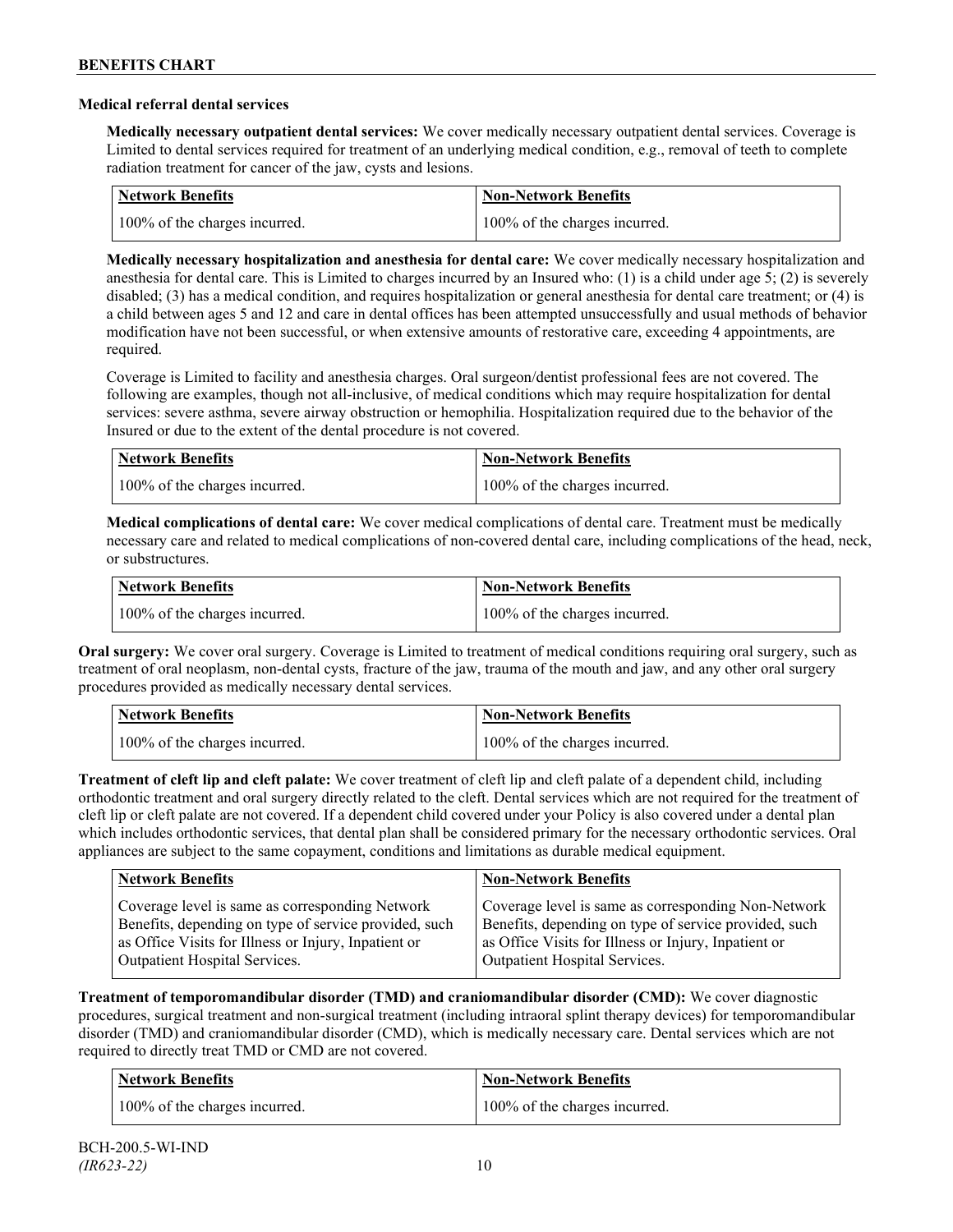### Medical referral dental services

**Medically necessary outpatient dental services:** We cover medically necessary outpatient dental services. Coverage is Limited to dental services required for treatment of an underlying medical condition, e.g., removal of teeth to complete radiation treatment for cancer of the jaw, cysts and lesions.

| Network Benefits | Non-Network Benefits |
| --- | --- |
| 100% of the charges incurred. | 100% of the charges incurred. |

**Medically necessary hospitalization and anesthesia for dental care:** We cover medically necessary hospitalization and anesthesia for dental care. This is Limited to charges incurred by an Insured who: (1) is a child under age 5; (2) is severely disabled; (3) has a medical condition, and requires hospitalization or general anesthesia for dental care treatment; or (4) is a child between ages 5 and 12 and care in dental offices has been attempted unsuccessfully and usual methods of behavior modification have not been successful, or when extensive amounts of restorative care, exceeding 4 appointments, are required.

Coverage is Limited to facility and anesthesia charges. Oral surgeon/dentist professional fees are not covered. The following are examples, though not all-inclusive, of medical conditions which may require hospitalization for dental services: severe asthma, severe airway obstruction or hemophilia. Hospitalization required due to the behavior of the Insured or due to the extent of the dental procedure is not covered.

| Network Benefits | Non-Network Benefits |
| --- | --- |
| 100% of the charges incurred. | 100% of the charges incurred. |

**Medical complications of dental care:** We cover medical complications of dental care. Treatment must be medically necessary care and related to medical complications of non-covered dental care, including complications of the head, neck, or substructures.

| Network Benefits | Non-Network Benefits |
| --- | --- |
| 100% of the charges incurred. | 100% of the charges incurred. |

**Oral surgery:** We cover oral surgery. Coverage is Limited to treatment of medical conditions requiring oral surgery, such as treatment of oral neoplasm, non-dental cysts, fracture of the jaw, trauma of the mouth and jaw, and any other oral surgery procedures provided as medically necessary dental services.

| Network Benefits | Non-Network Benefits |
| --- | --- |
| 100% of the charges incurred. | 100% of the charges incurred. |

**Treatment of cleft lip and cleft palate:** We cover treatment of cleft lip and cleft palate of a dependent child, including orthodontic treatment and oral surgery directly related to the cleft. Dental services which are not required for the treatment of cleft lip or cleft palate are not covered. If a dependent child covered under your Policy is also covered under a dental plan which includes orthodontic services, that dental plan shall be considered primary for the necessary orthodontic services. Oral appliances are subject to the same copayment, conditions and limitations as durable medical equipment.

| Network Benefits | Non-Network Benefits |
| --- | --- |
| Coverage level is same as corresponding Network Benefits, depending on type of service provided, such as Office Visits for Illness or Injury, Inpatient or Outpatient Hospital Services. | Coverage level is same as corresponding Non-Network Benefits, depending on type of service provided, such as Office Visits for Illness or Injury, Inpatient or Outpatient Hospital Services. |

**Treatment of temporomandibular disorder (TMD) and craniomandibular disorder (CMD):** We cover diagnostic procedures, surgical treatment and non-surgical treatment (including intraoral splint therapy devices) for temporomandibular disorder (TMD) and craniomandibular disorder (CMD), which is medically necessary care. Dental services which are not required to directly treat TMD or CMD are not covered.

| Network Benefits | Non-Network Benefits |
| --- | --- |
| 100% of the charges incurred. | 100% of the charges incurred. |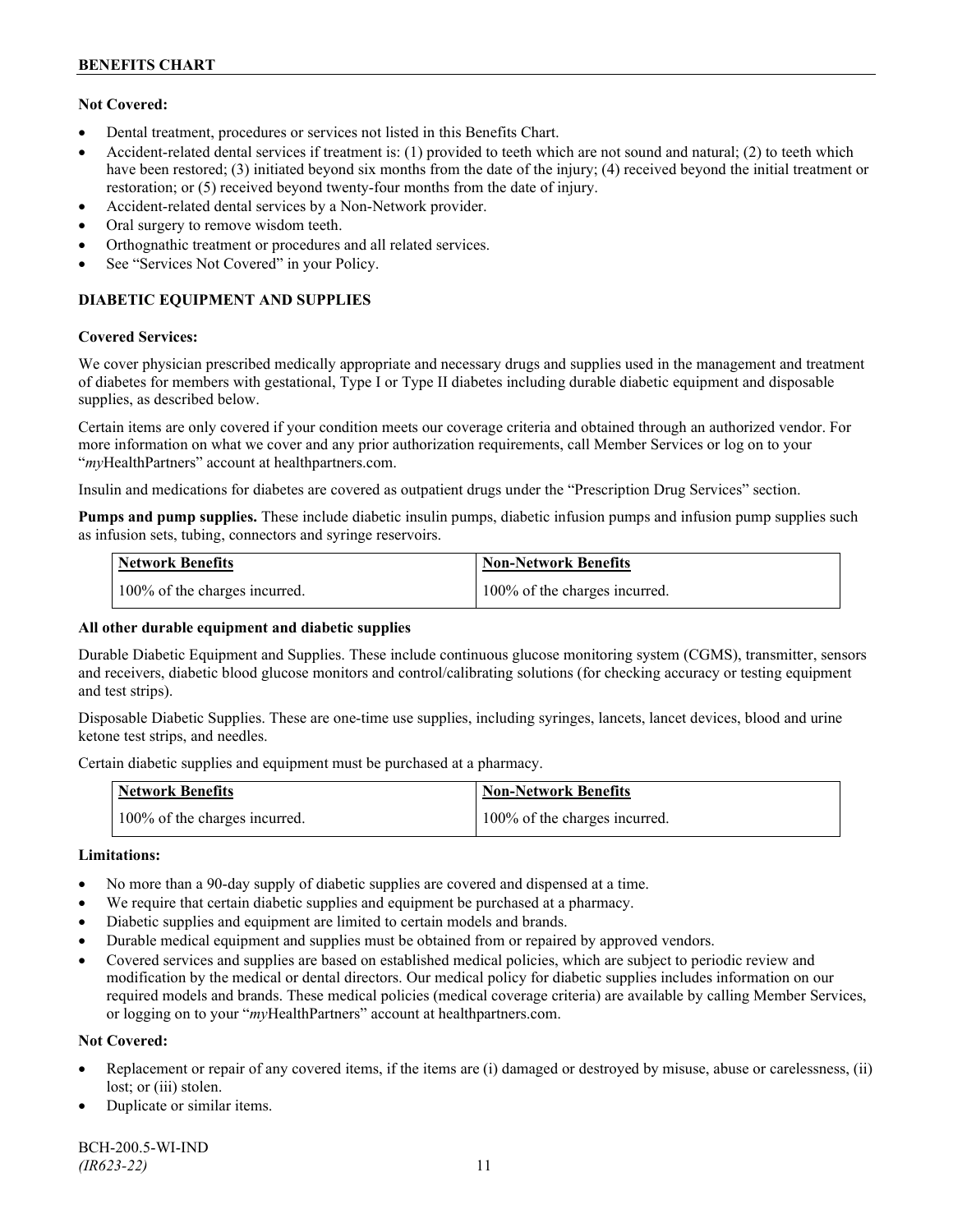**Not Covered:**

- Dental treatment, procedures or services not listed in this Benefits Chart.
- Accident-related dental services if treatment is: (1) provided to teeth which are not sound and natural; (2) to teeth which have been restored; (3) initiated beyond six months from the date of the injury; (4) received beyond the initial treatment or restoration; or (5) received beyond twenty-four months from the date of injury.
- Accident-related dental services by a Non-Network provider.
- Oral surgery to remove wisdom teeth.
- Orthognathic treatment or procedures and all related services.
- See "Services Not Covered" in your Policy.

## DIABETIC EQUIPMENT AND SUPPLIES

**Covered Services:**

We cover physician prescribed medically appropriate and necessary drugs and supplies used in the management and treatment of diabetes for members with gestational, Type I or Type II diabetes including durable diabetic equipment and disposable supplies, as described below.

Certain items are only covered if your condition meets our coverage criteria and obtained through an authorized vendor. For more information on what we cover and any prior authorization requirements, call Member Services or log on to your "*my*HealthPartners" account at healthpartners.com.

Insulin and medications for diabetes are covered as outpatient drugs under the "Prescription Drug Services" section.

**Pumps and pump supplies.** These include diabetic insulin pumps, diabetic infusion pumps and infusion pump supplies such as infusion sets, tubing, connectors and syringe reservoirs.

| Network Benefits | Non-Network Benefits |
| --- | --- |
| 100% of the charges incurred. | 100% of the charges incurred. |

**All other durable equipment and diabetic supplies**

Durable Diabetic Equipment and Supplies. These include continuous glucose monitoring system (CGMS), transmitter, sensors and receivers, diabetic blood glucose monitors and control/calibrating solutions (for checking accuracy or testing equipment and test strips).

Disposable Diabetic Supplies. These are one-time use supplies, including syringes, lancets, lancet devices, blood and urine ketone test strips, and needles.

Certain diabetic supplies and equipment must be purchased at a pharmacy.

| Network Benefits | Non-Network Benefits |
| --- | --- |
| 100% of the charges incurred. | 100% of the charges incurred. |

**Limitations:**

- No more than a 90-day supply of diabetic supplies are covered and dispensed at a time.
- We require that certain diabetic supplies and equipment be purchased at a pharmacy.
- Diabetic supplies and equipment are limited to certain models and brands.
- Durable medical equipment and supplies must be obtained from or repaired by approved vendors.
- Covered services and supplies are based on established medical policies, which are subject to periodic review and modification by the medical or dental directors. Our medical policy for diabetic supplies includes information on our required models and brands. These medical policies (medical coverage criteria) are available by calling Member Services, or logging on to your "*my*HealthPartners" account at healthpartners.com.

**Not Covered:**

- Replacement or repair of any covered items, if the items are (i) damaged or destroyed by misuse, abuse or carelessness, (ii) lost; or (iii) stolen.
- Duplicate or similar items.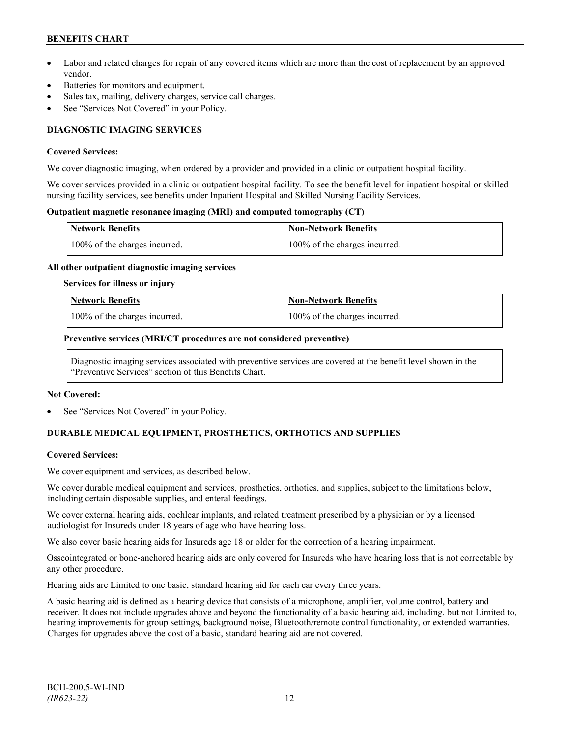- Labor and related charges for repair of any covered items which are more than the cost of replacement by an approved vendor.
- Batteries for monitors and equipment.
- Sales tax, mailing, delivery charges, service call charges.
- See "Services Not Covered" in your Policy.

### DIAGNOSTIC IMAGING SERVICES

**Covered Services:**

We cover diagnostic imaging, when ordered by a provider and provided in a clinic or outpatient hospital facility.

We cover services provided in a clinic or outpatient hospital facility. To see the benefit level for inpatient hospital or skilled nursing facility services, see benefits under Inpatient Hospital and Skilled Nursing Facility Services.

**Outpatient magnetic resonance imaging (MRI) and computed tomography (CT)**

| Network Benefits | Non-Network Benefits |
| --- | --- |
| 100% of the charges incurred. | 100% of the charges incurred. |

**All other outpatient diagnostic imaging services**

**Services for illness or injury**

| Network Benefits | Non-Network Benefits |
| --- | --- |
| 100% of the charges incurred. | 100% of the charges incurred. |

**Preventive services (MRI/CT procedures are not considered preventive)**

| Diagnostic imaging services associated with preventive services are covered at the benefit level shown in the "Preventive Services" section of this Benefits Chart. |
| --- |

**Not Covered:**

- See "Services Not Covered" in your Policy.

### DURABLE MEDICAL EQUIPMENT, PROSTHETICS, ORTHOTICS AND SUPPLIES

**Covered Services:**

We cover equipment and services, as described below.

We cover durable medical equipment and services, prosthetics, orthotics, and supplies, subject to the limitations below, including certain disposable supplies, and enteral feedings.

We cover external hearing aids, cochlear implants, and related treatment prescribed by a physician or by a licensed audiologist for Insureds under 18 years of age who have hearing loss.

We also cover basic hearing aids for Insureds age 18 or older for the correction of a hearing impairment.

Osseointegrated or bone-anchored hearing aids are only covered for Insureds who have hearing loss that is not correctable by any other procedure.

Hearing aids are Limited to one basic, standard hearing aid for each ear every three years.

A basic hearing aid is defined as a hearing device that consists of a microphone, amplifier, volume control, battery and receiver. It does not include upgrades above and beyond the functionality of a basic hearing aid, including, but not Limited to, hearing improvements for group settings, background noise, Bluetooth/remote control functionality, or extended warranties. Charges for upgrades above the cost of a basic, standard hearing aid are not covered.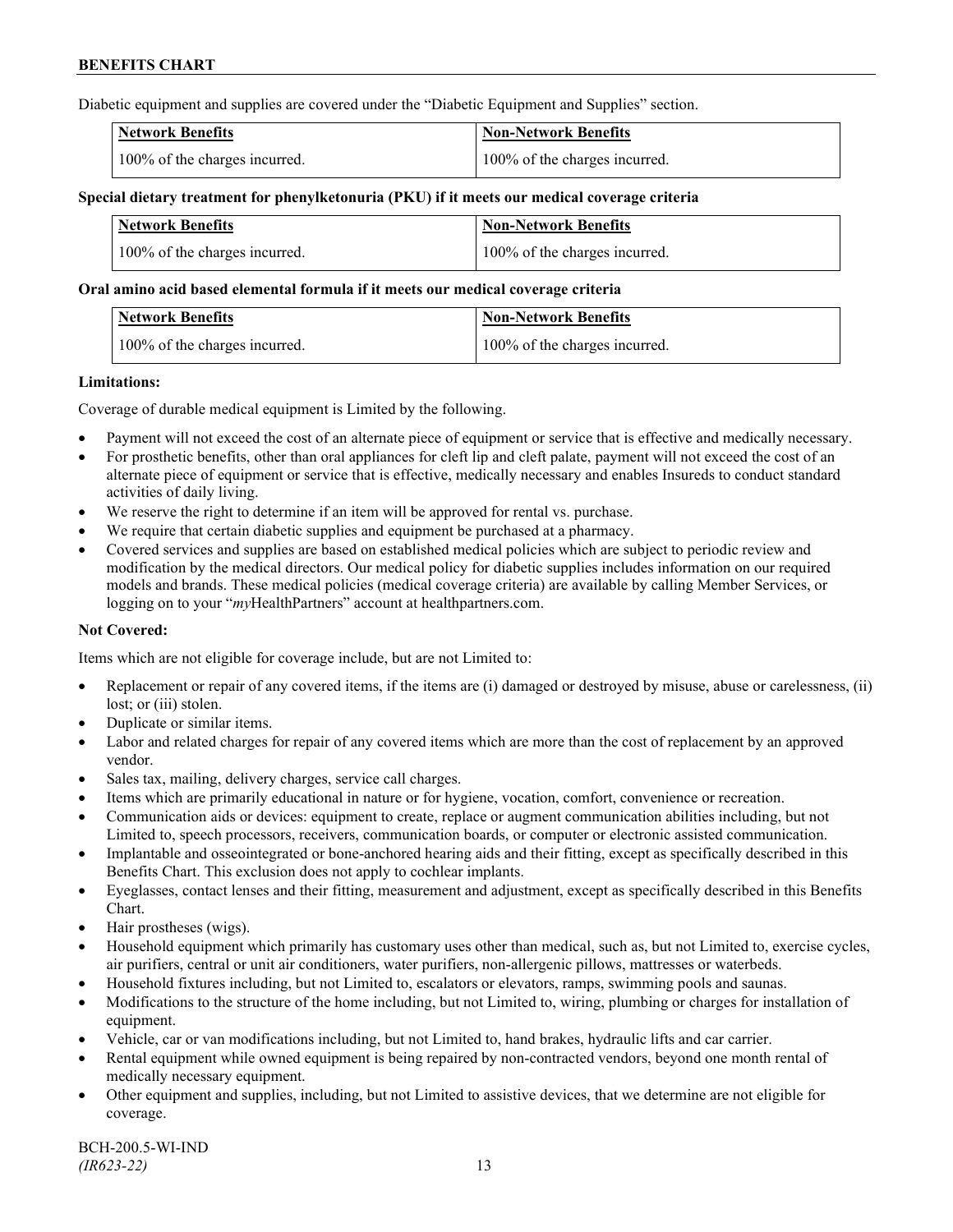Diabetic equipment and supplies are covered under the "Diabetic Equipment and Supplies" section.

| Network Benefits | Non-Network Benefits |
| --- | --- |
| 100% of the charges incurred. | 100% of the charges incurred. |

**Special dietary treatment for phenylketonuria (PKU) if it meets our medical coverage criteria**

| Network Benefits | Non-Network Benefits |
| --- | --- |
| 100% of the charges incurred. | 100% of the charges incurred. |

**Oral amino acid based elemental formula if it meets our medical coverage criteria**

| Network Benefits | Non-Network Benefits |
| --- | --- |
| 100% of the charges incurred. | 100% of the charges incurred. |

**Limitations:**

Coverage of durable medical equipment is Limited by the following.

- Payment will not exceed the cost of an alternate piece of equipment or service that is effective and medically necessary.
- For prosthetic benefits, other than oral appliances for cleft lip and cleft palate, payment will not exceed the cost of an alternate piece of equipment or service that is effective, medically necessary and enables Insureds to conduct standard activities of daily living.
- We reserve the right to determine if an item will be approved for rental vs. purchase.
- We require that certain diabetic supplies and equipment be purchased at a pharmacy.
- Covered services and supplies are based on established medical policies which are subject to periodic review and modification by the medical directors. Our medical policy for diabetic supplies includes information on our required models and brands. These medical policies (medical coverage criteria) are available by calling Member Services, or logging on to your "*my*HealthPartners" account at healthpartners.com.

**Not Covered:**

Items which are not eligible for coverage include, but are not Limited to:

- Replacement or repair of any covered items, if the items are (i) damaged or destroyed by misuse, abuse or carelessness, (ii) lost; or (iii) stolen.
- Duplicate or similar items.
- Labor and related charges for repair of any covered items which are more than the cost of replacement by an approved vendor.
- Sales tax, mailing, delivery charges, service call charges.
- Items which are primarily educational in nature or for hygiene, vocation, comfort, convenience or recreation.
- Communication aids or devices: equipment to create, replace or augment communication abilities including, but not Limited to, speech processors, receivers, communication boards, or computer or electronic assisted communication.
- Implantable and osseointegrated or bone-anchored hearing aids and their fitting, except as specifically described in this Benefits Chart. This exclusion does not apply to cochlear implants.
- Eyeglasses, contact lenses and their fitting, measurement and adjustment, except as specifically described in this Benefits Chart.
- Hair prostheses (wigs).
- Household equipment which primarily has customary uses other than medical, such as, but not Limited to, exercise cycles, air purifiers, central or unit air conditioners, water purifiers, non-allergenic pillows, mattresses or waterbeds.
- Household fixtures including, but not Limited to, escalators or elevators, ramps, swimming pools and saunas.
- Modifications to the structure of the home including, but not Limited to, wiring, plumbing or charges for installation of equipment.
- Vehicle, car or van modifications including, but not Limited to, hand brakes, hydraulic lifts and car carrier.
- Rental equipment while owned equipment is being repaired by non-contracted vendors, beyond one month rental of medically necessary equipment.
- Other equipment and supplies, including, but not Limited to assistive devices, that we determine are not eligible for coverage.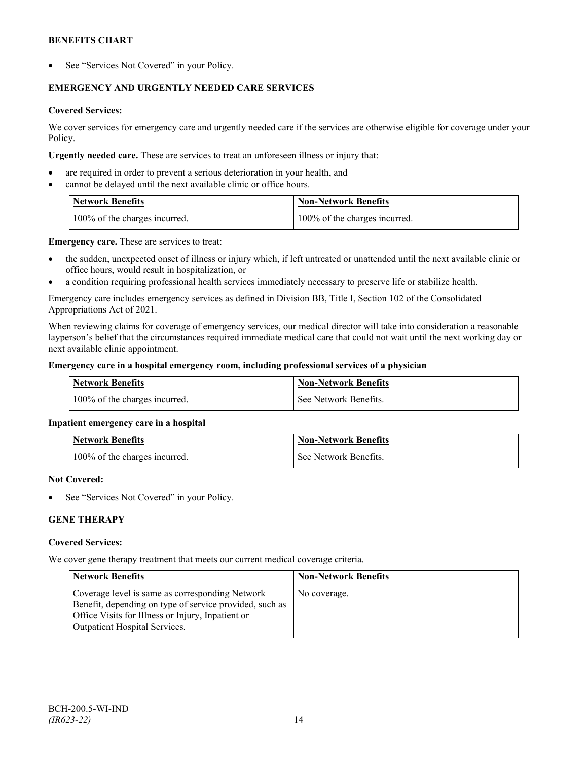- See "Services Not Covered" in your Policy.

### EMERGENCY AND URGENTLY NEEDED CARE SERVICES

**Covered Services:**

We cover services for emergency care and urgently needed care if the services are otherwise eligible for coverage under your Policy.

**Urgently needed care.** These are services to treat an unforeseen illness or injury that:

- are required in order to prevent a serious deterioration in your health, and
- cannot be delayed until the next available clinic or office hours.

| Network Benefits | Non-Network Benefits |
| --- | --- |
| 100% of the charges incurred. | 100% of the charges incurred. |

**Emergency care.** These are services to treat:

- the sudden, unexpected onset of illness or injury which, if left untreated or unattended until the next available clinic or office hours, would result in hospitalization, or
- a condition requiring professional health services immediately necessary to preserve life or stabilize health.

Emergency care includes emergency services as defined in Division BB, Title I, Section 102 of the Consolidated Appropriations Act of 2021.

When reviewing claims for coverage of emergency services, our medical director will take into consideration a reasonable layperson's belief that the circumstances required immediate medical care that could not wait until the next working day or next available clinic appointment.

**Emergency care in a hospital emergency room, including professional services of a physician**

| Network Benefits | Non-Network Benefits |
| --- | --- |
| 100% of the charges incurred. | See Network Benefits. |

**Inpatient emergency care in a hospital**

| Network Benefits | Non-Network Benefits |
| --- | --- |
| 100% of the charges incurred. | See Network Benefits. |

**Not Covered:**

- See "Services Not Covered" in your Policy.

### GENE THERAPY

**Covered Services:**

We cover gene therapy treatment that meets our current medical coverage criteria.

| Network Benefits | Non-Network Benefits |
| --- | --- |
| Coverage level is same as corresponding Network Benefit, depending on type of service provided, such as Office Visits for Illness or Injury, Inpatient or Outpatient Hospital Services. | No coverage. |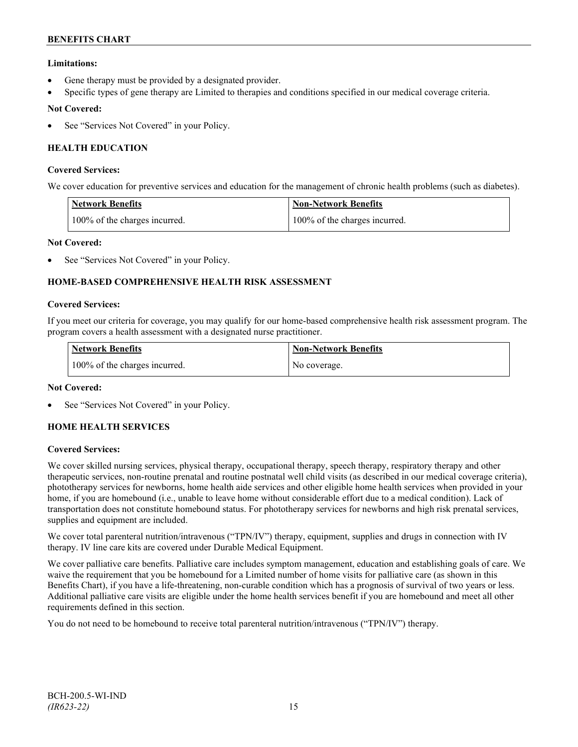**Limitations:**

- Gene therapy must be provided by a designated provider.
- Specific types of gene therapy are Limited to therapies and conditions specified in our medical coverage criteria.

**Not Covered:**

- See "Services Not Covered" in your Policy.

## HEALTH EDUCATION

**Covered Services:**

We cover education for preventive services and education for the management of chronic health problems (such as diabetes).

| Network Benefits | Non-Network Benefits |
|---|---|
| 100% of the charges incurred. | 100% of the charges incurred. |

**Not Covered:**

- See "Services Not Covered" in your Policy.

## HOME-BASED COMPREHENSIVE HEALTH RISK ASSESSMENT

**Covered Services:**

If you meet our criteria for coverage, you may qualify for our home-based comprehensive health risk assessment program. The program covers a health assessment with a designated nurse practitioner.

| Network Benefits | Non-Network Benefits |
|---|---|
| 100% of the charges incurred. | No coverage. |

**Not Covered:**

- See "Services Not Covered" in your Policy.

## HOME HEALTH SERVICES

**Covered Services:**

We cover skilled nursing services, physical therapy, occupational therapy, speech therapy, respiratory therapy and other therapeutic services, non-routine prenatal and routine postnatal well child visits (as described in our medical coverage criteria), phototherapy services for newborns, home health aide services and other eligible home health services when provided in your home, if you are homebound (i.e., unable to leave home without considerable effort due to a medical condition). Lack of transportation does not constitute homebound status. For phototherapy services for newborns and high risk prenatal services, supplies and equipment are included.

We cover total parenteral nutrition/intravenous ("TPN/IV") therapy, equipment, supplies and drugs in connection with IV therapy. IV line care kits are covered under Durable Medical Equipment.

We cover palliative care benefits. Palliative care includes symptom management, education and establishing goals of care. We waive the requirement that you be homebound for a Limited number of home visits for palliative care (as shown in this Benefits Chart), if you have a life-threatening, non-curable condition which has a prognosis of survival of two years or less. Additional palliative care visits are eligible under the home health services benefit if you are homebound and meet all other requirements defined in this section.

You do not need to be homebound to receive total parenteral nutrition/intravenous ("TPN/IV") therapy.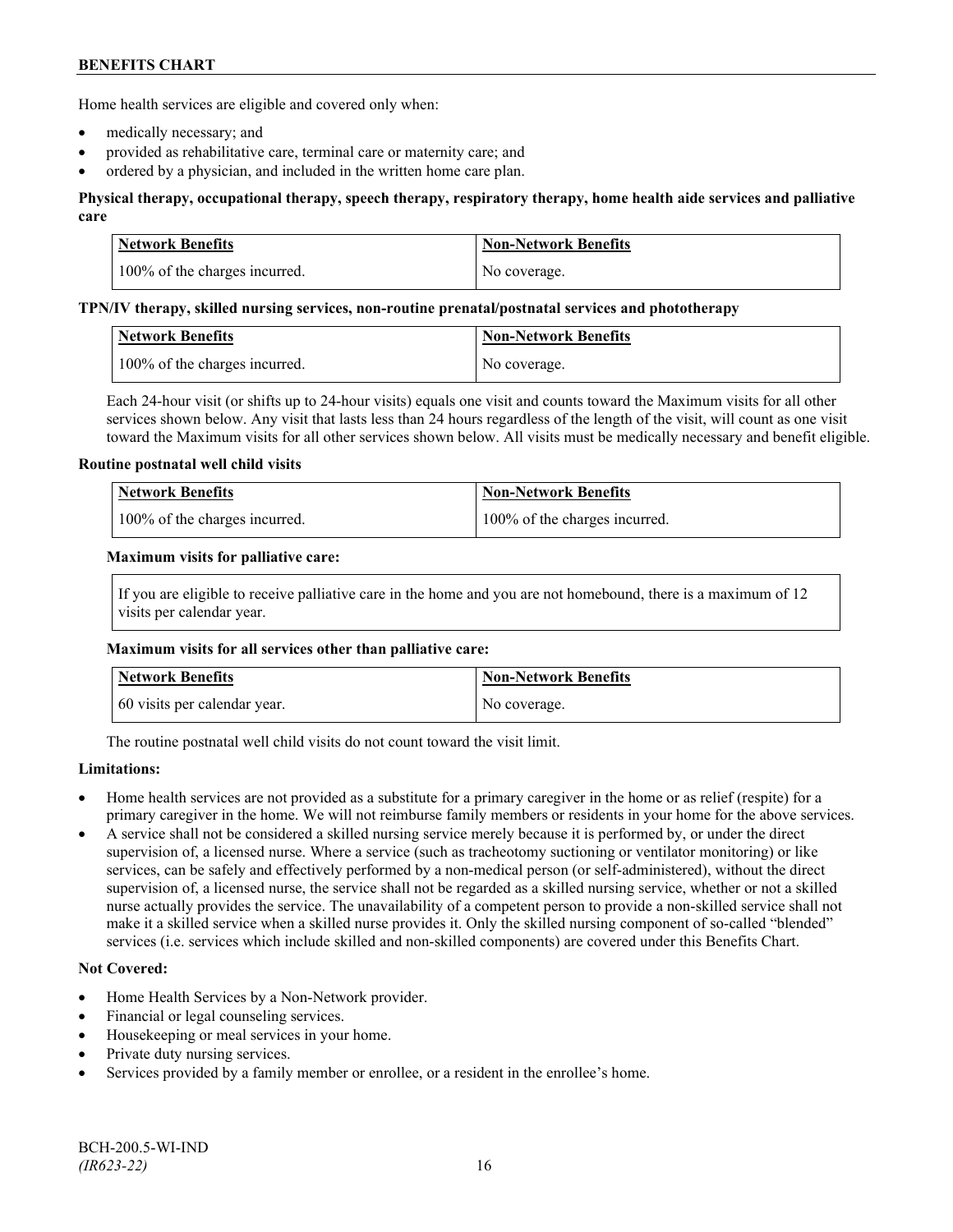Home health services are eligible and covered only when:

- medically necessary; and
- provided as rehabilitative care, terminal care or maternity care; and
- ordered by a physician, and included in the written home care plan.

**Physical therapy, occupational therapy, speech therapy, respiratory therapy, home health aide services and palliative care**

| Network Benefits | Non-Network Benefits |
|---|---|
| 100% of the charges incurred. | No coverage. |

**TPN/IV therapy, skilled nursing services, non-routine prenatal/postnatal services and phototherapy**

| Network Benefits | Non-Network Benefits |
|---|---|
| 100% of the charges incurred. | No coverage. |

Each 24-hour visit (or shifts up to 24-hour visits) equals one visit and counts toward the Maximum visits for all other services shown below. Any visit that lasts less than 24 hours regardless of the length of the visit, will count as one visit toward the Maximum visits for all other services shown below. All visits must be medically necessary and benefit eligible.

**Routine postnatal well child visits**

| Network Benefits | Non-Network Benefits |
|---|---|
| 100% of the charges incurred. | 100% of the charges incurred. |

**Maximum visits for palliative care:**

If you are eligible to receive palliative care in the home and you are not homebound, there is a maximum of 12 visits per calendar year.

**Maximum visits for all services other than palliative care:**

| Network Benefits | Non-Network Benefits |
|---|---|
| 60 visits per calendar year. | No coverage. |

The routine postnatal well child visits do not count toward the visit limit.

**Limitations:**

- Home health services are not provided as a substitute for a primary caregiver in the home or as relief (respite) for a primary caregiver in the home. We will not reimburse family members or residents in your home for the above services.
- A service shall not be considered a skilled nursing service merely because it is performed by, or under the direct supervision of, a licensed nurse. Where a service (such as tracheotomy suctioning or ventilator monitoring) or like services, can be safely and effectively performed by a non-medical person (or self-administered), without the direct supervision of, a licensed nurse, the service shall not be regarded as a skilled nursing service, whether or not a skilled nurse actually provides the service. The unavailability of a competent person to provide a non-skilled service shall not make it a skilled service when a skilled nurse provides it. Only the skilled nursing component of so-called "blended" services (i.e. services which include skilled and non-skilled components) are covered under this Benefits Chart.

**Not Covered:**

- Home Health Services by a Non-Network provider.
- Financial or legal counseling services.
- Housekeeping or meal services in your home.
- Private duty nursing services.
- Services provided by a family member or enrollee, or a resident in the enrollee's home.

BCH-200.5-WI-IND
*(IR623-22)*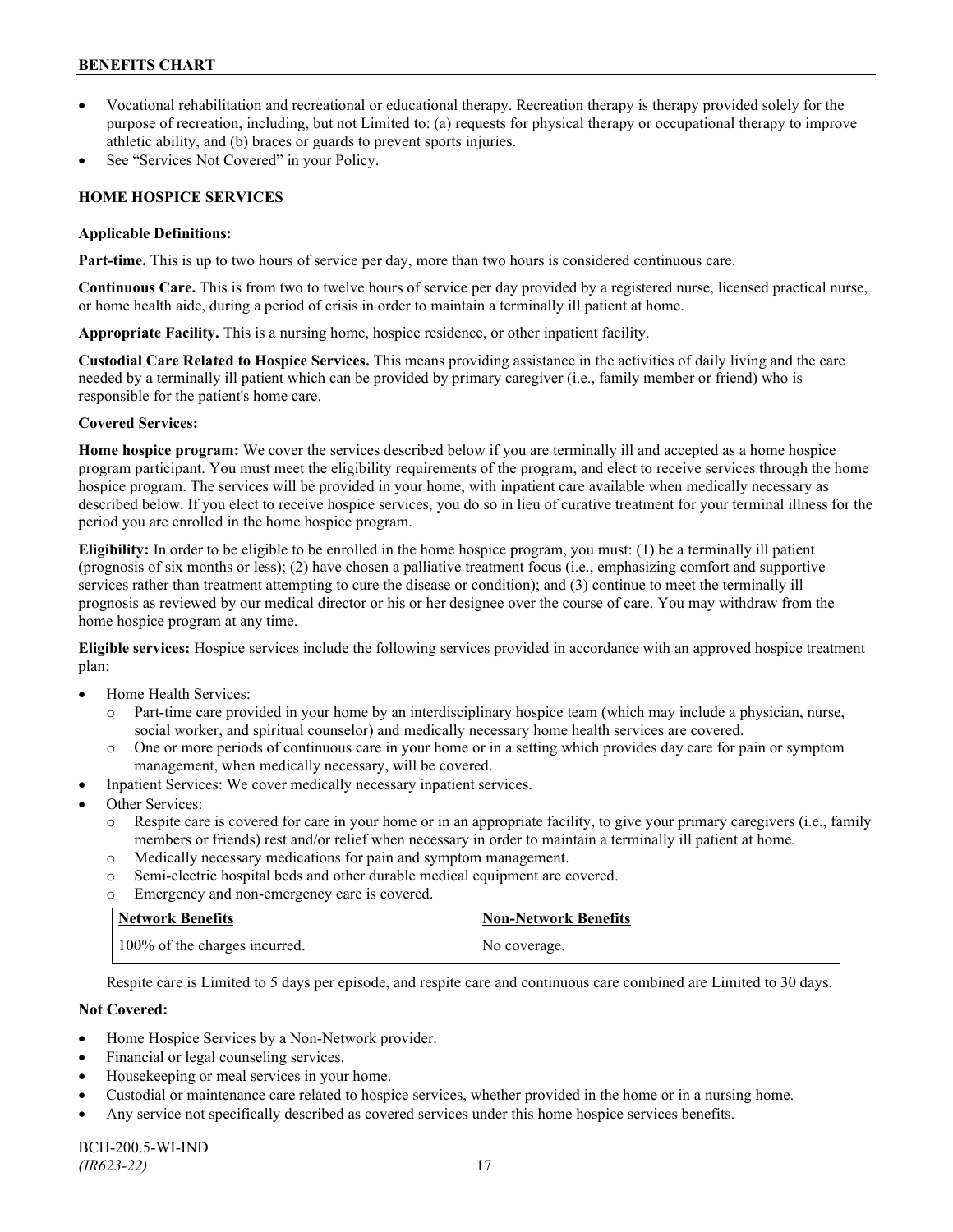- Vocational rehabilitation and recreational or educational therapy. Recreation therapy is therapy provided solely for the purpose of recreation, including, but not Limited to: (a) requests for physical therapy or occupational therapy to improve athletic ability, and (b) braces or guards to prevent sports injuries.
- See "Services Not Covered" in your Policy.

## HOME HOSPICE SERVICES

**Applicable Definitions:**

**Part-time.** This is up to two hours of service per day, more than two hours is considered continuous care.

**Continuous Care.** This is from two to twelve hours of service per day provided by a registered nurse, licensed practical nurse, or home health aide, during a period of crisis in order to maintain a terminally ill patient at home.

**Appropriate Facility.** This is a nursing home, hospice residence, or other inpatient facility.

**Custodial Care Related to Hospice Services.** This means providing assistance in the activities of daily living and the care needed by a terminally ill patient which can be provided by primary caregiver (i.e., family member or friend) who is responsible for the patient's home care.

**Covered Services:**

**Home hospice program:** We cover the services described below if you are terminally ill and accepted as a home hospice program participant. You must meet the eligibility requirements of the program, and elect to receive services through the home hospice program. The services will be provided in your home, with inpatient care available when medically necessary as described below. If you elect to receive hospice services, you do so in lieu of curative treatment for your terminal illness for the period you are enrolled in the home hospice program.

**Eligibility:** In order to be eligible to be enrolled in the home hospice program, you must: (1) be a terminally ill patient (prognosis of six months or less); (2) have chosen a palliative treatment focus (i.e., emphasizing comfort and supportive services rather than treatment attempting to cure the disease or condition); and (3) continue to meet the terminally ill prognosis as reviewed by our medical director or his or her designee over the course of care. You may withdraw from the home hospice program at any time.

**Eligible services:** Hospice services include the following services provided in accordance with an approved hospice treatment plan:

- Home Health Services:
  - Part-time care provided in your home by an interdisciplinary hospice team (which may include a physician, nurse, social worker, and spiritual counselor) and medically necessary home health services are covered.
  - One or more periods of continuous care in your home or in a setting which provides day care for pain or symptom management, when medically necessary, will be covered.
- Inpatient Services: We cover medically necessary inpatient services.
- Other Services:
  - Respite care is covered for care in your home or in an appropriate facility, to give your primary caregivers (i.e., family members or friends) rest and/or relief when necessary in order to maintain a terminally ill patient at home.
  - Medically necessary medications for pain and symptom management.
  - Semi-electric hospital beds and other durable medical equipment are covered.
  - Emergency and non-emergency care is covered.

| Network Benefits | Non-Network Benefits |
|---|---|
| 100% of the charges incurred. | No coverage. |

Respite care is Limited to 5 days per episode, and respite care and continuous care combined are Limited to 30 days.

**Not Covered:**

- Home Hospice Services by a Non-Network provider.
- Financial or legal counseling services.
- Housekeeping or meal services in your home.
- Custodial or maintenance care related to hospice services, whether provided in the home or in a nursing home.
- Any service not specifically described as covered services under this home hospice services benefits.

BCH-200.5-WI-IND
*(IR623-22)*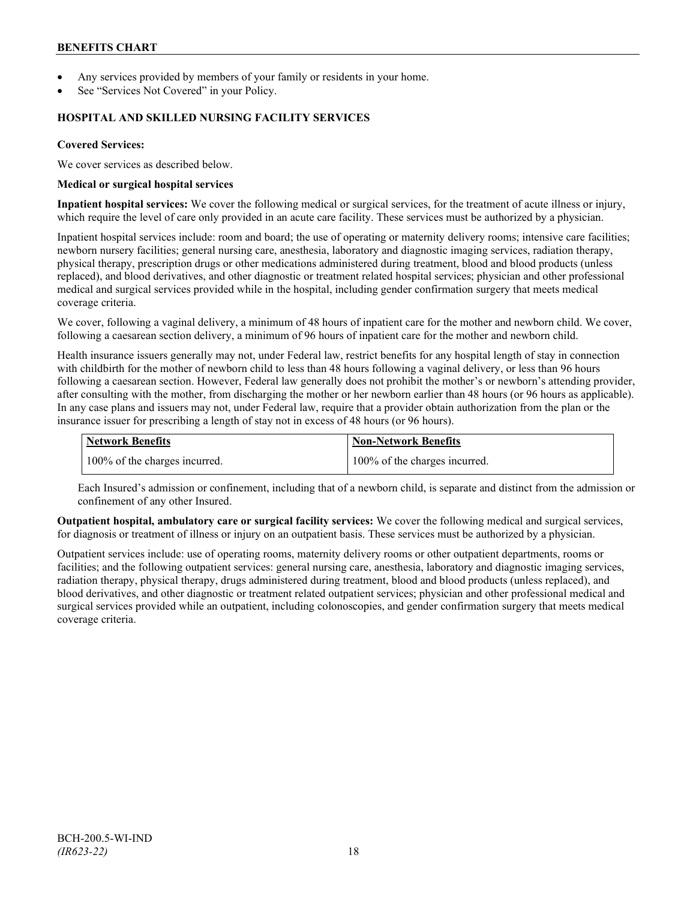- Any services provided by members of your family or residents in your home.
- See "Services Not Covered" in your Policy.

## HOSPITAL AND SKILLED NURSING FACILITY SERVICES

**Covered Services:**

We cover services as described below.

**Medical or surgical hospital services**

**Inpatient hospital services:** We cover the following medical or surgical services, for the treatment of acute illness or injury, which require the level of care only provided in an acute care facility. These services must be authorized by a physician.

Inpatient hospital services include: room and board; the use of operating or maternity delivery rooms; intensive care facilities; newborn nursery facilities; general nursing care, anesthesia, laboratory and diagnostic imaging services, radiation therapy, physical therapy, prescription drugs or other medications administered during treatment, blood and blood products (unless replaced), and blood derivatives, and other diagnostic or treatment related hospital services; physician and other professional medical and surgical services provided while in the hospital, including gender confirmation surgery that meets medical coverage criteria.

We cover, following a vaginal delivery, a minimum of 48 hours of inpatient care for the mother and newborn child. We cover, following a caesarean section delivery, a minimum of 96 hours of inpatient care for the mother and newborn child.

Health insurance issuers generally may not, under Federal law, restrict benefits for any hospital length of stay in connection with childbirth for the mother of newborn child to less than 48 hours following a vaginal delivery, or less than 96 hours following a caesarean section. However, Federal law generally does not prohibit the mother's or newborn's attending provider, after consulting with the mother, from discharging the mother or her newborn earlier than 48 hours (or 96 hours as applicable). In any case plans and issuers may not, under Federal law, require that a provider obtain authorization from the plan or the insurance issuer for prescribing a length of stay not in excess of 48 hours (or 96 hours).

| Network Benefits | Non-Network Benefits |
|---|---|
| 100% of the charges incurred. | 100% of the charges incurred. |

Each Insured's admission or confinement, including that of a newborn child, is separate and distinct from the admission or confinement of any other Insured.

**Outpatient hospital, ambulatory care or surgical facility services:** We cover the following medical and surgical services, for diagnosis or treatment of illness or injury on an outpatient basis. These services must be authorized by a physician.

Outpatient services include: use of operating rooms, maternity delivery rooms or other outpatient departments, rooms or facilities; and the following outpatient services: general nursing care, anesthesia, laboratory and diagnostic imaging services, radiation therapy, physical therapy, drugs administered during treatment, blood and blood products (unless replaced), and blood derivatives, and other diagnostic or treatment related outpatient services; physician and other professional medical and surgical services provided while an outpatient, including colonoscopies, and gender confirmation surgery that meets medical coverage criteria.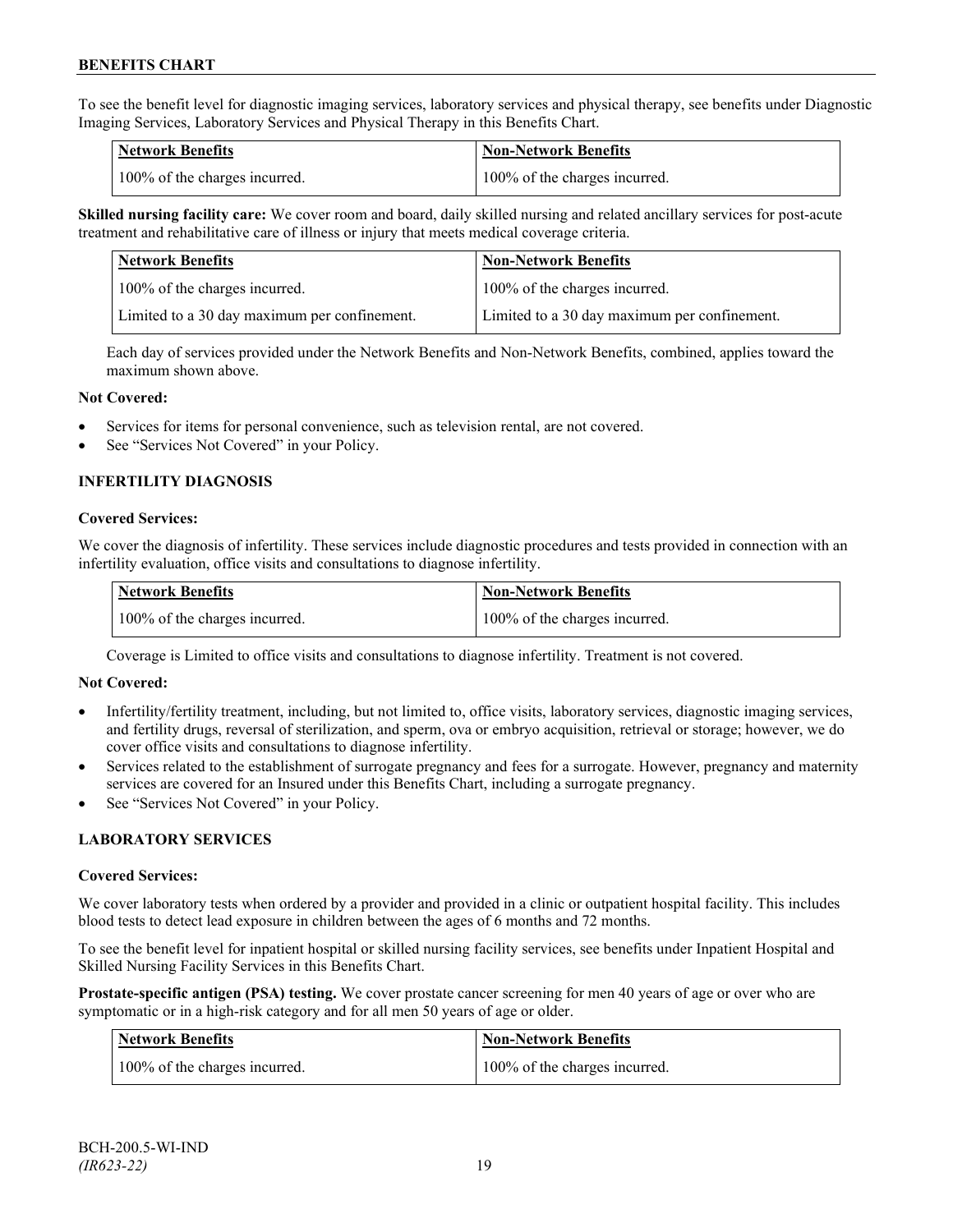To see the benefit level for diagnostic imaging services, laboratory services and physical therapy, see benefits under Diagnostic Imaging Services, Laboratory Services and Physical Therapy in this Benefits Chart.

| Network Benefits | Non-Network Benefits |
|---|---|
| 100% of the charges incurred. | 100% of the charges incurred. |

**Skilled nursing facility care:** We cover room and board, daily skilled nursing and related ancillary services for post-acute treatment and rehabilitative care of illness or injury that meets medical coverage criteria.

| Network Benefits | Non-Network Benefits |
|---|---|
| 100% of the charges incurred. | 100% of the charges incurred. |
| Limited to a 30 day maximum per confinement. | Limited to a 30 day maximum per confinement. |

Each day of services provided under the Network Benefits and Non-Network Benefits, combined, applies toward the maximum shown above.

**Not Covered:**

- Services for items for personal convenience, such as television rental, are not covered.
- See "Services Not Covered" in your Policy.

### INFERTILITY DIAGNOSIS

**Covered Services:**

We cover the diagnosis of infertility. These services include diagnostic procedures and tests provided in connection with an infertility evaluation, office visits and consultations to diagnose infertility.

| Network Benefits | Non-Network Benefits |
|---|---|
| 100% of the charges incurred. | 100% of the charges incurred. |

Coverage is Limited to office visits and consultations to diagnose infertility. Treatment is not covered.

**Not Covered:**

- Infertility/fertility treatment, including, but not limited to, office visits, laboratory services, diagnostic imaging services, and fertility drugs, reversal of sterilization, and sperm, ova or embryo acquisition, retrieval or storage; however, we do cover office visits and consultations to diagnose infertility.
- Services related to the establishment of surrogate pregnancy and fees for a surrogate. However, pregnancy and maternity services are covered for an Insured under this Benefits Chart, including a surrogate pregnancy.
- See "Services Not Covered" in your Policy.

### LABORATORY SERVICES

**Covered Services:**

We cover laboratory tests when ordered by a provider and provided in a clinic or outpatient hospital facility. This includes blood tests to detect lead exposure in children between the ages of 6 months and 72 months.

To see the benefit level for inpatient hospital or skilled nursing facility services, see benefits under Inpatient Hospital and Skilled Nursing Facility Services in this Benefits Chart.

**Prostate-specific antigen (PSA) testing.** We cover prostate cancer screening for men 40 years of age or over who are symptomatic or in a high-risk category and for all men 50 years of age or older.

| Network Benefits | Non-Network Benefits |
|---|---|
| 100% of the charges incurred. | 100% of the charges incurred. |

BCH-200.5-WI-IND
*(IR623-22)*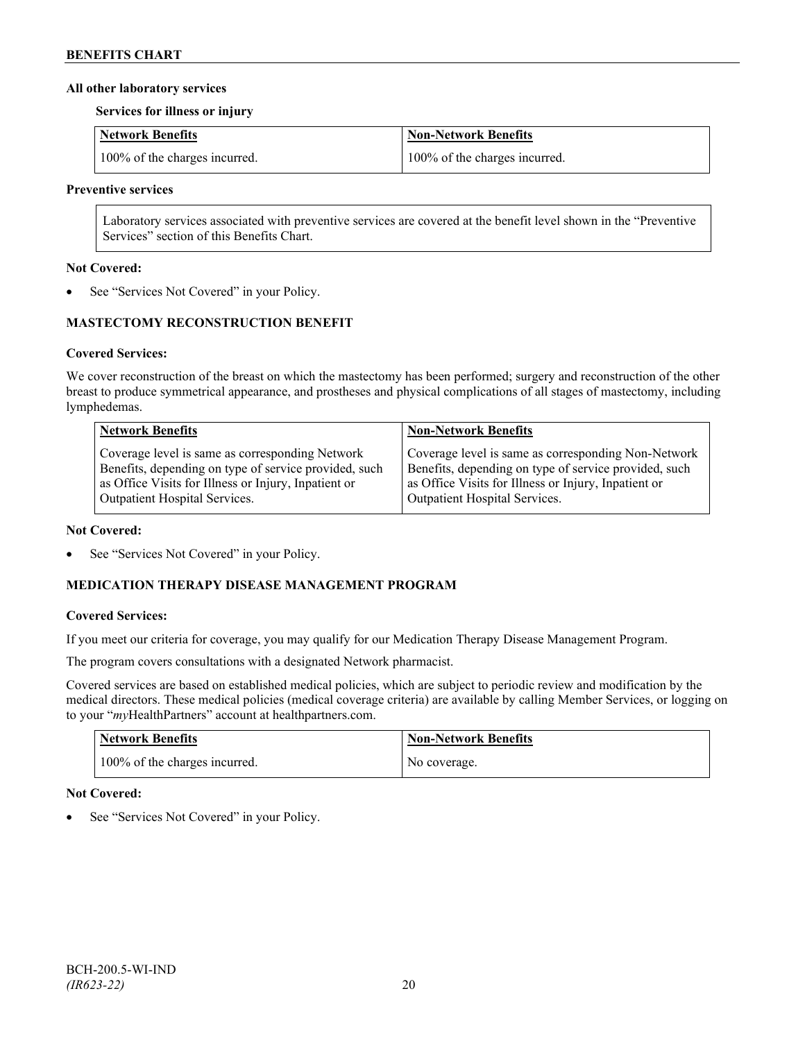**All other laboratory services**

**Services for illness or injury**

| Network Benefits | Non-Network Benefits |
| --- | --- |
| 100% of the charges incurred. | 100% of the charges incurred. |

**Preventive services**

Laboratory services associated with preventive services are covered at the benefit level shown in the "Preventive Services" section of this Benefits Chart.

**Not Covered:**

- See "Services Not Covered" in your Policy.

### MASTECTOMY RECONSTRUCTION BENEFIT

**Covered Services:**

We cover reconstruction of the breast on which the mastectomy has been performed; surgery and reconstruction of the other breast to produce symmetrical appearance, and prostheses and physical complications of all stages of mastectomy, including lymphedemas.

| Network Benefits | Non-Network Benefits |
| --- | --- |
| Coverage level is same as corresponding Network Benefits, depending on type of service provided, such as Office Visits for Illness or Injury, Inpatient or Outpatient Hospital Services. | Coverage level is same as corresponding Non-Network Benefits, depending on type of service provided, such as Office Visits for Illness or Injury, Inpatient or Outpatient Hospital Services. |

**Not Covered:**

- See "Services Not Covered" in your Policy.

### MEDICATION THERAPY DISEASE MANAGEMENT PROGRAM

**Covered Services:**

If you meet our criteria for coverage, you may qualify for our Medication Therapy Disease Management Program.

The program covers consultations with a designated Network pharmacist.

Covered services are based on established medical policies, which are subject to periodic review and modification by the medical directors. These medical policies (medical coverage criteria) are available by calling Member Services, or logging on to your "*my*HealthPartners" account at healthpartners.com.

| Network Benefits | Non-Network Benefits |
| --- | --- |
| 100% of the charges incurred. | No coverage. |

**Not Covered:**

- See "Services Not Covered" in your Policy.

BCH-200.5-WI-IND
*(IR623-22)*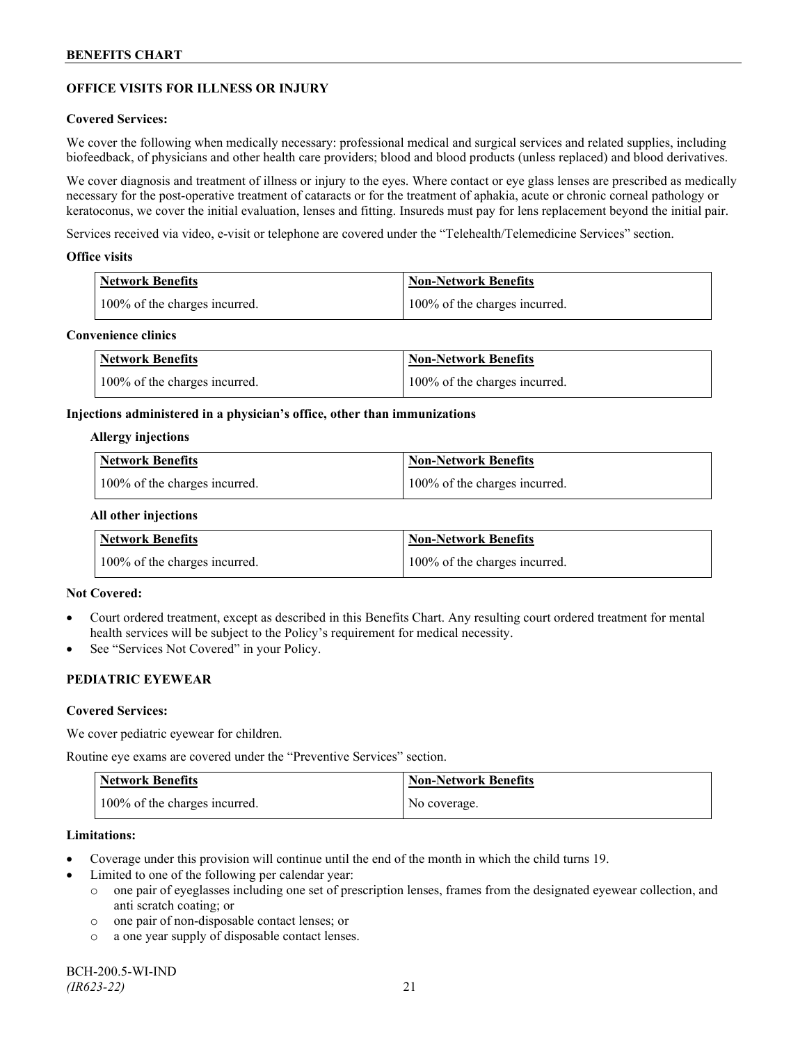## OFFICE VISITS FOR ILLNESS OR INJURY

**Covered Services:**

We cover the following when medically necessary: professional medical and surgical services and related supplies, including biofeedback, of physicians and other health care providers; blood and blood products (unless replaced) and blood derivatives.

We cover diagnosis and treatment of illness or injury to the eyes. Where contact or eye glass lenses are prescribed as medically necessary for the post-operative treatment of cataracts or for the treatment of aphakia, acute or chronic corneal pathology or keratoconus, we cover the initial evaluation, lenses and fitting. Insureds must pay for lens replacement beyond the initial pair.

Services received via video, e-visit or telephone are covered under the "Telehealth/Telemedicine Services" section.

**Office visits**

| Network Benefits | Non-Network Benefits |
|---|---|
| 100% of the charges incurred. | 100% of the charges incurred. |

**Convenience clinics**

| Network Benefits | Non-Network Benefits |
|---|---|
| 100% of the charges incurred. | 100% of the charges incurred. |

**Injections administered in a physician's office, other than immunizations**

**Allergy injections**

| Network Benefits | Non-Network Benefits |
|---|---|
| 100% of the charges incurred. | 100% of the charges incurred. |

**All other injections**

| Network Benefits | Non-Network Benefits |
|---|---|
| 100% of the charges incurred. | 100% of the charges incurred. |

**Not Covered:**

- Court ordered treatment, except as described in this Benefits Chart. Any resulting court ordered treatment for mental health services will be subject to the Policy's requirement for medical necessity.
- See "Services Not Covered" in your Policy.

## PEDIATRIC EYEWEAR

**Covered Services:**

We cover pediatric eyewear for children.

Routine eye exams are covered under the "Preventive Services" section.

| Network Benefits | Non-Network Benefits |
|---|---|
| 100% of the charges incurred. | No coverage. |

**Limitations:**

- Coverage under this provision will continue until the end of the month in which the child turns 19.
- Limited to one of the following per calendar year:
  - one pair of eyeglasses including one set of prescription lenses, frames from the designated eyewear collection, and anti scratch coating; or
  - one pair of non-disposable contact lenses; or
  - a one year supply of disposable contact lenses.

BCH-200.5-WI-IND
*(IR623-22)*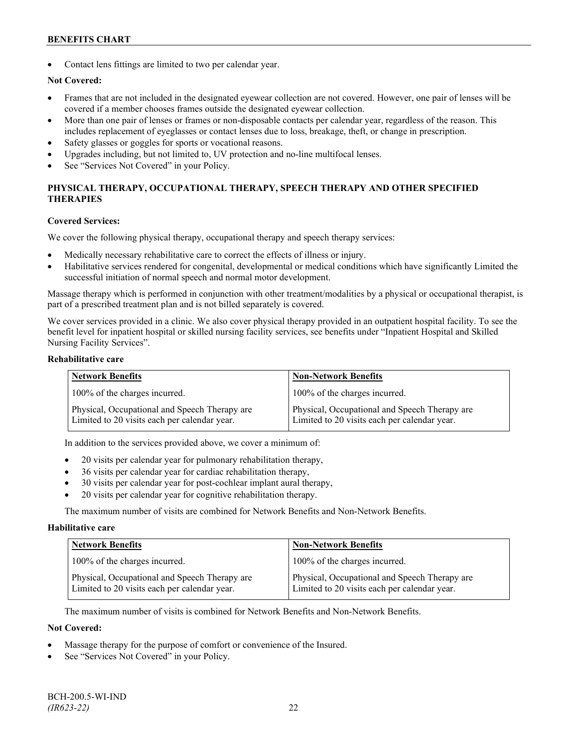- Contact lens fittings are limited to two per calendar year.

**Not Covered:**

- Frames that are not included in the designated eyewear collection are not covered. However, one pair of lenses will be covered if a member chooses frames outside the designated eyewear collection.
- More than one pair of lenses or frames or non-disposable contacts per calendar year, regardless of the reason. This includes replacement of eyeglasses or contact lenses due to loss, breakage, theft, or change in prescription.
- Safety glasses or goggles for sports or vocational reasons.
- Upgrades including, but not limited to, UV protection and no-line multifocal lenses.
- See "Services Not Covered" in your Policy.

## PHYSICAL THERAPY, OCCUPATIONAL THERAPY, SPEECH THERAPY AND OTHER SPECIFIED THERAPIES

**Covered Services:**

We cover the following physical therapy, occupational therapy and speech therapy services:

- Medically necessary rehabilitative care to correct the effects of illness or injury.
- Habilitative services rendered for congenital, developmental or medical conditions which have significantly Limited the successful initiation of normal speech and normal motor development.

Massage therapy which is performed in conjunction with other treatment/modalities by a physical or occupational therapist, is part of a prescribed treatment plan and is not billed separately is covered.

We cover services provided in a clinic. We also cover physical therapy provided in an outpatient hospital facility. To see the benefit level for inpatient hospital or skilled nursing facility services, see benefits under "Inpatient Hospital and Skilled Nursing Facility Services".

**Rehabilitative care**

| Network Benefits | Non-Network Benefits |
|---|---|
| 100% of the charges incurred. | 100% of the charges incurred. |
| Physical, Occupational and Speech Therapy are Limited to 20 visits each per calendar year. | Physical, Occupational and Speech Therapy are Limited to 20 visits each per calendar year. |

In addition to the services provided above, we cover a minimum of:

- 20 visits per calendar year for pulmonary rehabilitation therapy,
- 36 visits per calendar year for cardiac rehabilitation therapy,
- 30 visits per calendar year for post-cochlear implant aural therapy,
- 20 visits per calendar year for cognitive rehabilitation therapy.

The maximum number of visits are combined for Network Benefits and Non-Network Benefits.

**Habilitative care**

| Network Benefits | Non-Network Benefits |
|---|---|
| 100% of the charges incurred. | 100% of the charges incurred. |
| Physical, Occupational and Speech Therapy are Limited to 20 visits each per calendar year. | Physical, Occupational and Speech Therapy are Limited to 20 visits each per calendar year. |

The maximum number of visits is combined for Network Benefits and Non-Network Benefits.

**Not Covered:**

- Massage therapy for the purpose of comfort or convenience of the Insured.
- See "Services Not Covered" in your Policy.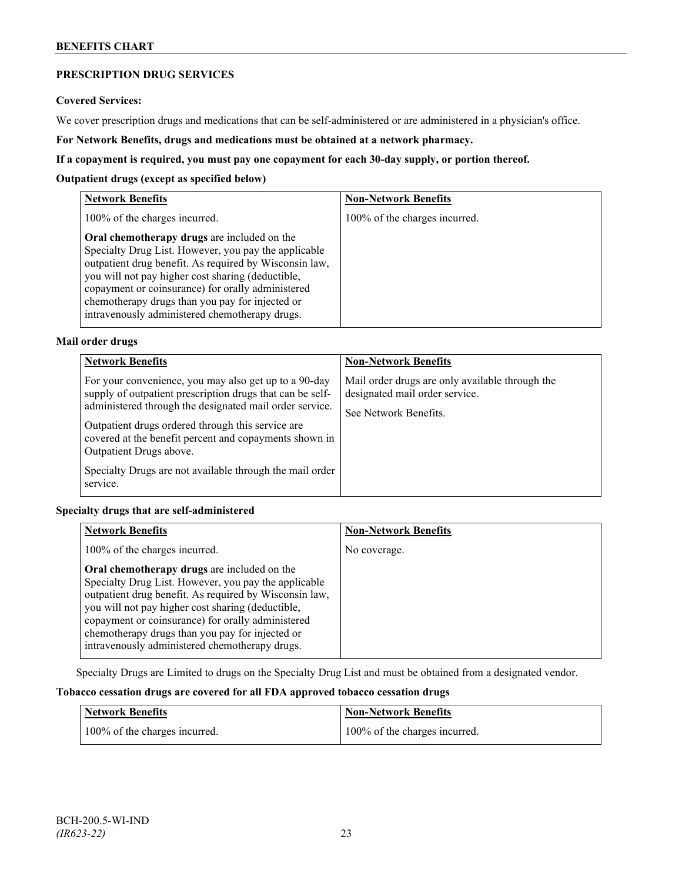## PRESCRIPTION DRUG SERVICES

**Covered Services:**

We cover prescription drugs and medications that can be self-administered or are administered in a physician's office.

**For Network Benefits, drugs and medications must be obtained at a network pharmacy.**

**If a copayment is required, you must pay one copayment for each 30-day supply, or portion thereof.**

**Outpatient drugs (except as specified below)**

| Network Benefits | Non-Network Benefits |
|---|---|
| 100% of the charges incurred.<br><br>**Oral chemotherapy drugs** are included on the Specialty Drug List. However, you pay the applicable outpatient drug benefit. As required by Wisconsin law, you will not pay higher cost sharing (deductible, copayment or coinsurance) for orally administered chemotherapy drugs than you pay for injected or intravenously administered chemotherapy drugs. | 100% of the charges incurred. |

**Mail order drugs**

| Network Benefits | Non-Network Benefits |
|---|---|
| For your convenience, you may also get up to a 90-day supply of outpatient prescription drugs that can be self-administered through the designated mail order service.<br><br>Outpatient drugs ordered through this service are covered at the benefit percent and copayments shown in Outpatient Drugs above.<br><br>Specialty Drugs are not available through the mail order service. | Mail order drugs are only available through the designated mail order service.<br><br>See Network Benefits. |

**Specialty drugs that are self-administered**

| Network Benefits | Non-Network Benefits |
|---|---|
| 100% of the charges incurred.<br><br>**Oral chemotherapy drugs** are included on the Specialty Drug List. However, you pay the applicable outpatient drug benefit. As required by Wisconsin law, you will not pay higher cost sharing (deductible, copayment or coinsurance) for orally administered chemotherapy drugs than you pay for injected or intravenously administered chemotherapy drugs. | No coverage. |

Specialty Drugs are Limited to drugs on the Specialty Drug List and must be obtained from a designated vendor.

**Tobacco cessation drugs are covered for all FDA approved tobacco cessation drugs**

| Network Benefits | Non-Network Benefits |
|---|---|
| 100% of the charges incurred. | 100% of the charges incurred. |

BCH-200.5-WI-IND
*(IR623-22)*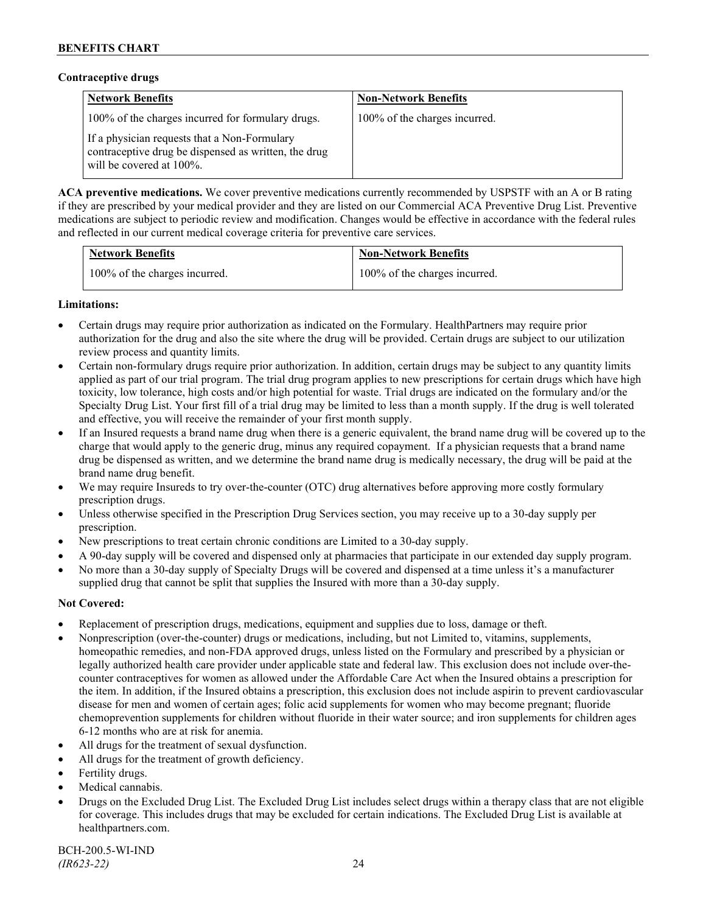**Contraceptive drugs**

| Network Benefits | Non-Network Benefits |
|---|---|
| 100% of the charges incurred for formulary drugs.<br><br>If a physician requests that a Non-Formulary contraceptive drug be dispensed as written, the drug will be covered at 100%. | 100% of the charges incurred. |

**ACA preventive medications.** We cover preventive medications currently recommended by USPSTF with an A or B rating if they are prescribed by your medical provider and they are listed on our Commercial ACA Preventive Drug List. Preventive medications are subject to periodic review and modification. Changes would be effective in accordance with the federal rules and reflected in our current medical coverage criteria for preventive care services.

| Network Benefits | Non-Network Benefits |
|---|---|
| 100% of the charges incurred. | 100% of the charges incurred. |

**Limitations:**

- Certain drugs may require prior authorization as indicated on the Formulary. HealthPartners may require prior authorization for the drug and also the site where the drug will be provided. Certain drugs are subject to our utilization review process and quantity limits.
- Certain non-formulary drugs require prior authorization. In addition, certain drugs may be subject to any quantity limits applied as part of our trial program. The trial drug program applies to new prescriptions for certain drugs which have high toxicity, low tolerance, high costs and/or high potential for waste. Trial drugs are indicated on the formulary and/or the Specialty Drug List. Your first fill of a trial drug may be limited to less than a month supply. If the drug is well tolerated and effective, you will receive the remainder of your first month supply.
- If an Insured requests a brand name drug when there is a generic equivalent, the brand name drug will be covered up to the charge that would apply to the generic drug, minus any required copayment. If a physician requests that a brand name drug be dispensed as written, and we determine the brand name drug is medically necessary, the drug will be paid at the brand name drug benefit.
- We may require Insureds to try over-the-counter (OTC) drug alternatives before approving more costly formulary prescription drugs.
- Unless otherwise specified in the Prescription Drug Services section, you may receive up to a 30-day supply per prescription.
- New prescriptions to treat certain chronic conditions are Limited to a 30-day supply.
- A 90-day supply will be covered and dispensed only at pharmacies that participate in our extended day supply program.
- No more than a 30-day supply of Specialty Drugs will be covered and dispensed at a time unless it's a manufacturer supplied drug that cannot be split that supplies the Insured with more than a 30-day supply.

**Not Covered:**

- Replacement of prescription drugs, medications, equipment and supplies due to loss, damage or theft.
- Nonprescription (over-the-counter) drugs or medications, including, but not Limited to, vitamins, supplements, homeopathic remedies, and non-FDA approved drugs, unless listed on the Formulary and prescribed by a physician or legally authorized health care provider under applicable state and federal law. This exclusion does not include over-the-counter contraceptives for women as allowed under the Affordable Care Act when the Insured obtains a prescription for the item. In addition, if the Insured obtains a prescription, this exclusion does not include aspirin to prevent cardiovascular disease for men and women of certain ages; folic acid supplements for women who may become pregnant; fluoride chemoprevention supplements for children without fluoride in their water source; and iron supplements for children ages 6-12 months who are at risk for anemia.
- All drugs for the treatment of sexual dysfunction.
- All drugs for the treatment of growth deficiency.
- Fertility drugs.
- Medical cannabis.
- Drugs on the Excluded Drug List. The Excluded Drug List includes select drugs within a therapy class that are not eligible for coverage. This includes drugs that may be excluded for certain indications. The Excluded Drug List is available at healthpartners.com.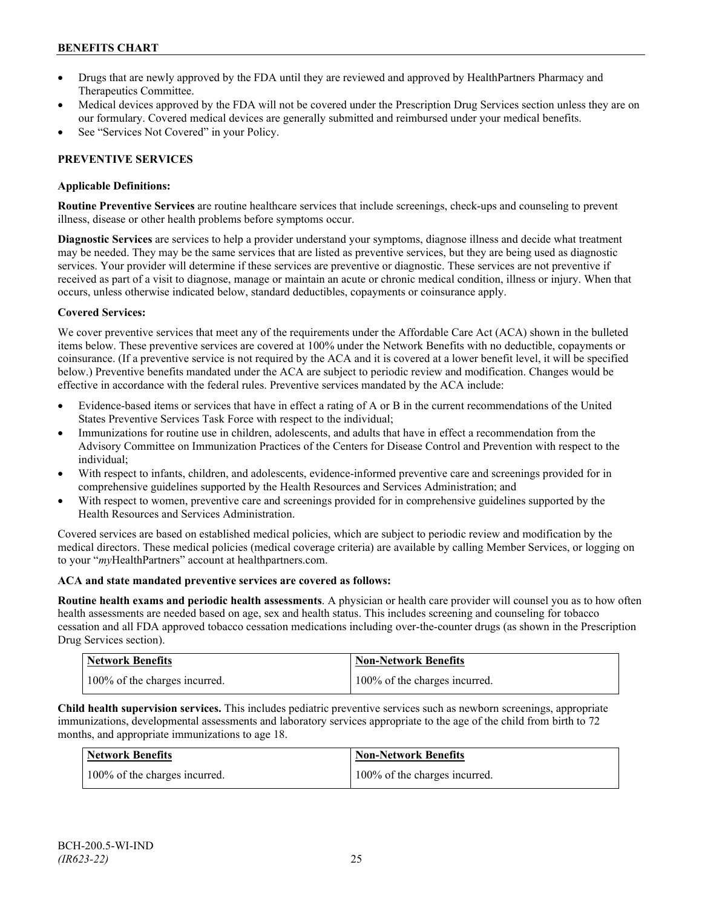- Drugs that are newly approved by the FDA until they are reviewed and approved by HealthPartners Pharmacy and Therapeutics Committee.
- Medical devices approved by the FDA will not be covered under the Prescription Drug Services section unless they are on our formulary. Covered medical devices are generally submitted and reimbursed under your medical benefits.
- See "Services Not Covered" in your Policy.

## PREVENTIVE SERVICES

### Applicable Definitions:

**Routine Preventive Services** are routine healthcare services that include screenings, check-ups and counseling to prevent illness, disease or other health problems before symptoms occur.

**Diagnostic Services** are services to help a provider understand your symptoms, diagnose illness and decide what treatment may be needed. They may be the same services that are listed as preventive services, but they are being used as diagnostic services. Your provider will determine if these services are preventive or diagnostic. These services are not preventive if received as part of a visit to diagnose, manage or maintain an acute or chronic medical condition, illness or injury. When that occurs, unless otherwise indicated below, standard deductibles, copayments or coinsurance apply.

### Covered Services:

We cover preventive services that meet any of the requirements under the Affordable Care Act (ACA) shown in the bulleted items below. These preventive services are covered at 100% under the Network Benefits with no deductible, copayments or coinsurance. (If a preventive service is not required by the ACA and it is covered at a lower benefit level, it will be specified below.) Preventive benefits mandated under the ACA are subject to periodic review and modification. Changes would be effective in accordance with the federal rules. Preventive services mandated by the ACA include:

- Evidence-based items or services that have in effect a rating of A or B in the current recommendations of the United States Preventive Services Task Force with respect to the individual;
- Immunizations for routine use in children, adolescents, and adults that have in effect a recommendation from the Advisory Committee on Immunization Practices of the Centers for Disease Control and Prevention with respect to the individual;
- With respect to infants, children, and adolescents, evidence-informed preventive care and screenings provided for in comprehensive guidelines supported by the Health Resources and Services Administration; and
- With respect to women, preventive care and screenings provided for in comprehensive guidelines supported by the Health Resources and Services Administration.

Covered services are based on established medical policies, which are subject to periodic review and modification by the medical directors. These medical policies (medical coverage criteria) are available by calling Member Services, or logging on to your "*my*HealthPartners" account at healthpartners.com.

**ACA and state mandated preventive services are covered as follows:**

**Routine health exams and periodic health assessments**. A physician or health care provider will counsel you as to how often health assessments are needed based on age, sex and health status. This includes screening and counseling for tobacco cessation and all FDA approved tobacco cessation medications including over-the-counter drugs (as shown in the Prescription Drug Services section).

| Network Benefits | Non-Network Benefits |
| --- | --- |
| 100% of the charges incurred. | 100% of the charges incurred. |

**Child health supervision services.** This includes pediatric preventive services such as newborn screenings, appropriate immunizations, developmental assessments and laboratory services appropriate to the age of the child from birth to 72 months, and appropriate immunizations to age 18.

| Network Benefits | Non-Network Benefits |
| --- | --- |
| 100% of the charges incurred. | 100% of the charges incurred. |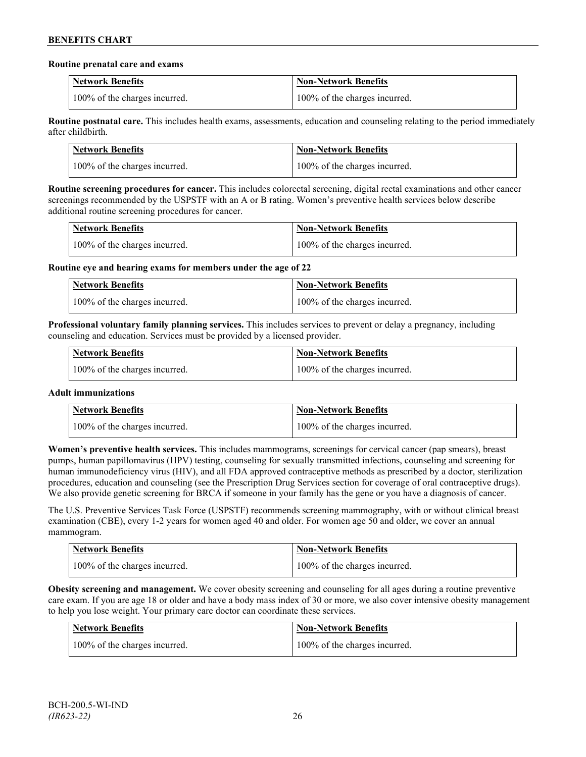**Routine prenatal care and exams**

| Network Benefits | Non-Network Benefits |
| --- | --- |
| 100% of the charges incurred. | 100% of the charges incurred. |

**Routine postnatal care.** This includes health exams, assessments, education and counseling relating to the period immediately after childbirth.

| Network Benefits | Non-Network Benefits |
| --- | --- |
| 100% of the charges incurred. | 100% of the charges incurred. |

**Routine screening procedures for cancer.** This includes colorectal screening, digital rectal examinations and other cancer screenings recommended by the USPSTF with an A or B rating. Women's preventive health services below describe additional routine screening procedures for cancer.

| Network Benefits | Non-Network Benefits |
| --- | --- |
| 100% of the charges incurred. | 100% of the charges incurred. |

**Routine eye and hearing exams for members under the age of 22**

| Network Benefits | Non-Network Benefits |
| --- | --- |
| 100% of the charges incurred. | 100% of the charges incurred. |

**Professional voluntary family planning services.** This includes services to prevent or delay a pregnancy, including counseling and education. Services must be provided by a licensed provider.

| Network Benefits | Non-Network Benefits |
| --- | --- |
| 100% of the charges incurred. | 100% of the charges incurred. |

**Adult immunizations**

| Network Benefits | Non-Network Benefits |
| --- | --- |
| 100% of the charges incurred. | 100% of the charges incurred. |

**Women's preventive health services.** This includes mammograms, screenings for cervical cancer (pap smears), breast pumps, human papillomavirus (HPV) testing, counseling for sexually transmitted infections, counseling and screening for human immunodeficiency virus (HIV), and all FDA approved contraceptive methods as prescribed by a doctor, sterilization procedures, education and counseling (see the Prescription Drug Services section for coverage of oral contraceptive drugs). We also provide genetic screening for BRCA if someone in your family has the gene or you have a diagnosis of cancer.

The U.S. Preventive Services Task Force (USPSTF) recommends screening mammography, with or without clinical breast examination (CBE), every 1-2 years for women aged 40 and older. For women age 50 and older, we cover an annual mammogram.

| Network Benefits | Non-Network Benefits |
| --- | --- |
| 100% of the charges incurred. | 100% of the charges incurred. |

**Obesity screening and management.** We cover obesity screening and counseling for all ages during a routine preventive care exam. If you are age 18 or older and have a body mass index of 30 or more, we also cover intensive obesity management to help you lose weight. Your primary care doctor can coordinate these services.

| Network Benefits | Non-Network Benefits |
| --- | --- |
| 100% of the charges incurred. | 100% of the charges incurred. |

BCH-200.5-WI-IND
*(IR623-22)*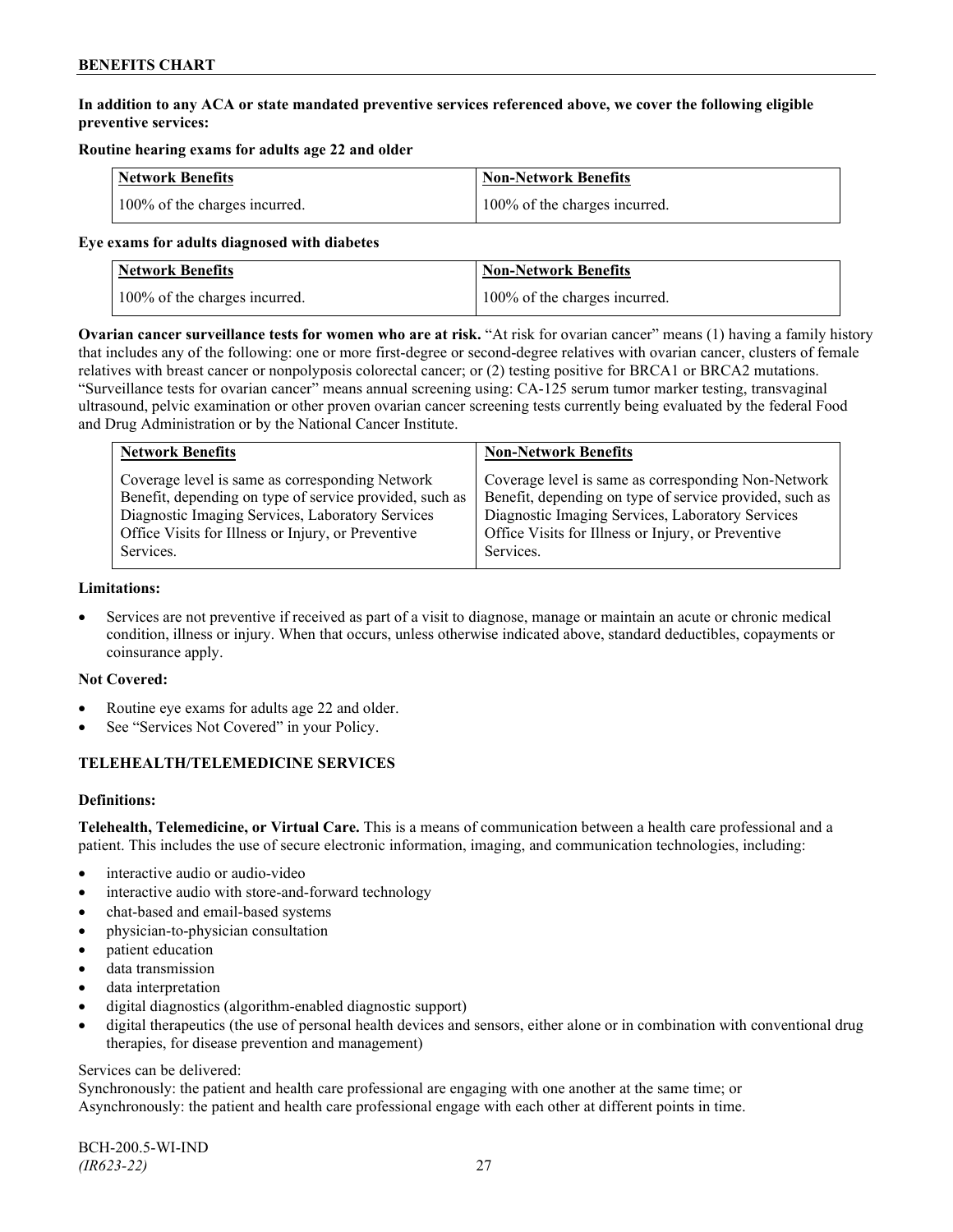**In addition to any ACA or state mandated preventive services referenced above, we cover the following eligible preventive services:**

**Routine hearing exams for adults age 22 and older**

| Network Benefits | Non-Network Benefits |
|---|---|
| 100% of the charges incurred. | 100% of the charges incurred. |

**Eye exams for adults diagnosed with diabetes**

| Network Benefits | Non-Network Benefits |
|---|---|
| 100% of the charges incurred. | 100% of the charges incurred. |

**Ovarian cancer surveillance tests for women who are at risk.** "At risk for ovarian cancer" means (1) having a family history that includes any of the following: one or more first-degree or second-degree relatives with ovarian cancer, clusters of female relatives with breast cancer or nonpolyposis colorectal cancer; or (2) testing positive for BRCA1 or BRCA2 mutations. "Surveillance tests for ovarian cancer" means annual screening using: CA-125 serum tumor marker testing, transvaginal ultrasound, pelvic examination or other proven ovarian cancer screening tests currently being evaluated by the federal Food and Drug Administration or by the National Cancer Institute.

| Network Benefits | Non-Network Benefits |
|---|---|
| Coverage level is same as corresponding Network Benefit, depending on type of service provided, such as Diagnostic Imaging Services, Laboratory Services Office Visits for Illness or Injury, or Preventive Services. | Coverage level is same as corresponding Non-Network Benefit, depending on type of service provided, such as Diagnostic Imaging Services, Laboratory Services Office Visits for Illness or Injury, or Preventive Services. |

**Limitations:**

- Services are not preventive if received as part of a visit to diagnose, manage or maintain an acute or chronic medical condition, illness or injury. When that occurs, unless otherwise indicated above, standard deductibles, copayments or coinsurance apply.

**Not Covered:**

- Routine eye exams for adults age 22 and older.
- See "Services Not Covered" in your Policy.

## TELEHEALTH/TELEMEDICINE SERVICES

**Definitions:**

**Telehealth, Telemedicine, or Virtual Care.** This is a means of communication between a health care professional and a patient. This includes the use of secure electronic information, imaging, and communication technologies, including:

- interactive audio or audio-video
- interactive audio with store-and-forward technology
- chat-based and email-based systems
- physician-to-physician consultation
- patient education
- data transmission
- data interpretation
- digital diagnostics (algorithm-enabled diagnostic support)
- digital therapeutics (the use of personal health devices and sensors, either alone or in combination with conventional drug therapies, for disease prevention and management)

Services can be delivered:
Synchronously: the patient and health care professional are engaging with one another at the same time; or
Asynchronously: the patient and health care professional engage with each other at different points in time.

BCH-200.5-WI-IND
*(IR623-22)*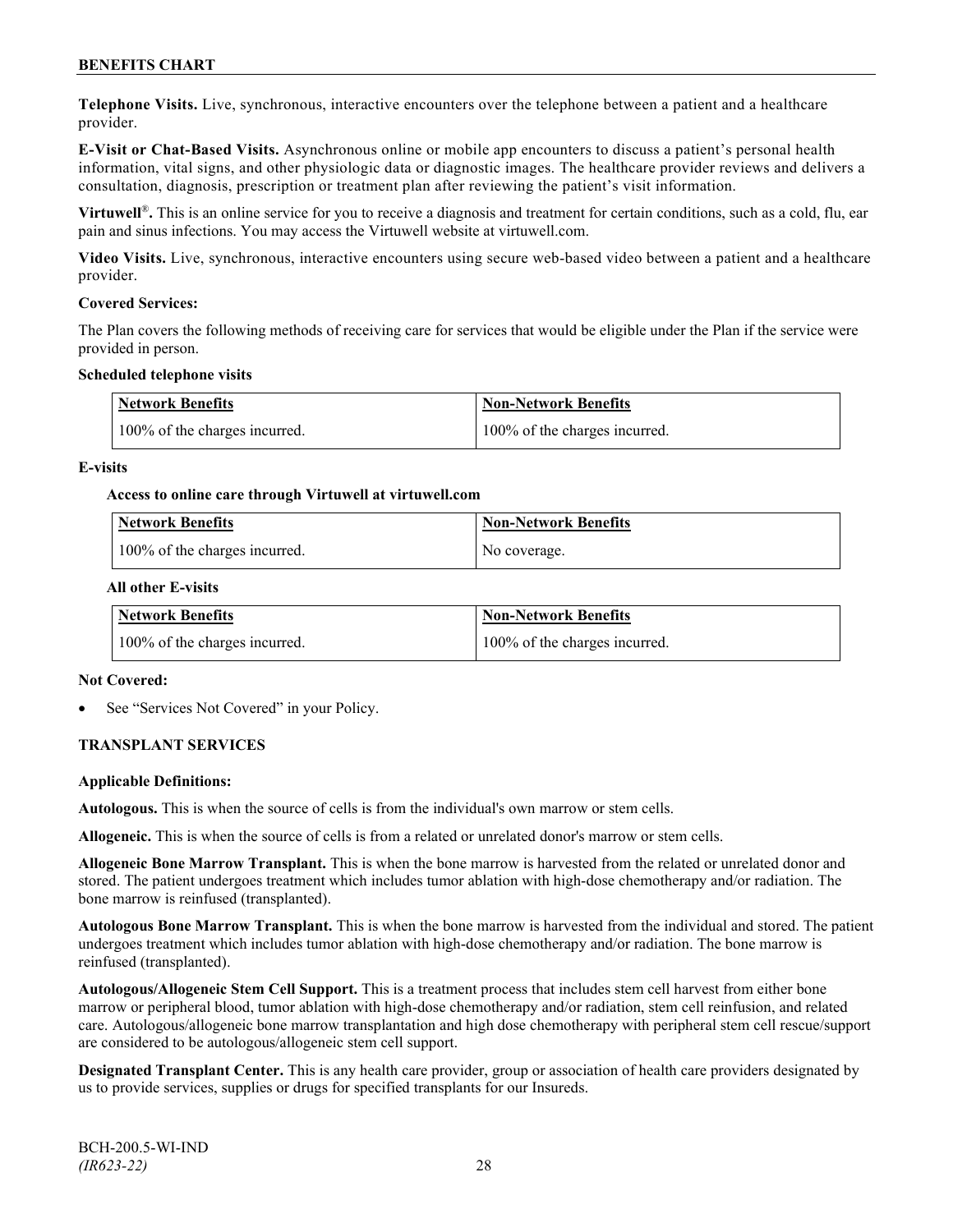**Telephone Visits.** Live, synchronous, interactive encounters over the telephone between a patient and a healthcare provider.

**E-Visit or Chat-Based Visits.** Asynchronous online or mobile app encounters to discuss a patient's personal health information, vital signs, and other physiologic data or diagnostic images. The healthcare provider reviews and delivers a consultation, diagnosis, prescription or treatment plan after reviewing the patient's visit information.

**Virtuwell®.** This is an online service for you to receive a diagnosis and treatment for certain conditions, such as a cold, flu, ear pain and sinus infections. You may access the Virtuwell website at virtuwell.com.

**Video Visits.** Live, synchronous, interactive encounters using secure web-based video between a patient and a healthcare provider.

**Covered Services:**

The Plan covers the following methods of receiving care for services that would be eligible under the Plan if the service were provided in person.

**Scheduled telephone visits**

| Network Benefits | Non-Network Benefits |
|---|---|
| 100% of the charges incurred. | 100% of the charges incurred. |

**E-visits**

**Access to online care through Virtuwell at virtuwell.com**

| Network Benefits | Non-Network Benefits |
|---|---|
| 100% of the charges incurred. | No coverage. |

**All other E-visits**

| Network Benefits | Non-Network Benefits |
|---|---|
| 100% of the charges incurred. | 100% of the charges incurred. |

**Not Covered:**

- See "Services Not Covered" in your Policy.

## TRANSPLANT SERVICES

**Applicable Definitions:**

**Autologous.** This is when the source of cells is from the individual's own marrow or stem cells.

**Allogeneic.** This is when the source of cells is from a related or unrelated donor's marrow or stem cells.

**Allogeneic Bone Marrow Transplant.** This is when the bone marrow is harvested from the related or unrelated donor and stored. The patient undergoes treatment which includes tumor ablation with high-dose chemotherapy and/or radiation. The bone marrow is reinfused (transplanted).

**Autologous Bone Marrow Transplant.** This is when the bone marrow is harvested from the individual and stored. The patient undergoes treatment which includes tumor ablation with high-dose chemotherapy and/or radiation. The bone marrow is reinfused (transplanted).

**Autologous/Allogeneic Stem Cell Support.** This is a treatment process that includes stem cell harvest from either bone marrow or peripheral blood, tumor ablation with high-dose chemotherapy and/or radiation, stem cell reinfusion, and related care. Autologous/allogeneic bone marrow transplantation and high dose chemotherapy with peripheral stem cell rescue/support are considered to be autologous/allogeneic stem cell support.

**Designated Transplant Center.** This is any health care provider, group or association of health care providers designated by us to provide services, supplies or drugs for specified transplants for our Insureds.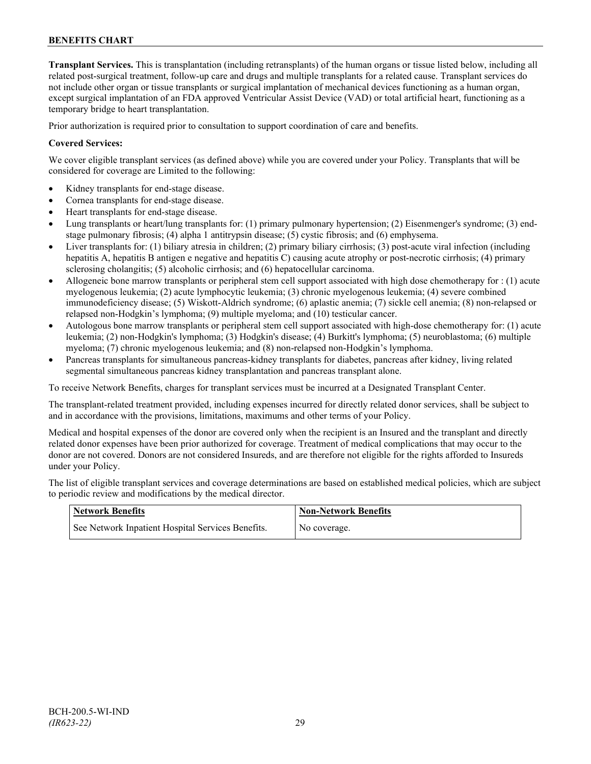**Transplant Services.** This is transplantation (including retransplants) of the human organs or tissue listed below, including all related post-surgical treatment, follow-up care and drugs and multiple transplants for a related cause. Transplant services do not include other organ or tissue transplants or surgical implantation of mechanical devices functioning as a human organ, except surgical implantation of an FDA approved Ventricular Assist Device (VAD) or total artificial heart, functioning as a temporary bridge to heart transplantation.

Prior authorization is required prior to consultation to support coordination of care and benefits.

**Covered Services:**

We cover eligible transplant services (as defined above) while you are covered under your Policy. Transplants that will be considered for coverage are Limited to the following:

- Kidney transplants for end-stage disease.
- Cornea transplants for end-stage disease.
- Heart transplants for end-stage disease.
- Lung transplants or heart/lung transplants for: (1) primary pulmonary hypertension; (2) Eisenmenger's syndrome; (3) end-stage pulmonary fibrosis; (4) alpha 1 antitrypsin disease; (5) cystic fibrosis; and (6) emphysema.
- Liver transplants for: (1) biliary atresia in children; (2) primary biliary cirrhosis; (3) post-acute viral infection (including hepatitis A, hepatitis B antigen e negative and hepatitis C) causing acute atrophy or post-necrotic cirrhosis; (4) primary sclerosing cholangitis; (5) alcoholic cirrhosis; and (6) hepatocellular carcinoma.
- Allogeneic bone marrow transplants or peripheral stem cell support associated with high dose chemotherapy for : (1) acute myelogenous leukemia; (2) acute lymphocytic leukemia; (3) chronic myelogenous leukemia; (4) severe combined immunodeficiency disease; (5) Wiskott-Aldrich syndrome; (6) aplastic anemia; (7) sickle cell anemia; (8) non-relapsed or relapsed non-Hodgkin's lymphoma; (9) multiple myeloma; and (10) testicular cancer.
- Autologous bone marrow transplants or peripheral stem cell support associated with high-dose chemotherapy for: (1) acute leukemia; (2) non-Hodgkin's lymphoma; (3) Hodgkin's disease; (4) Burkitt's lymphoma; (5) neuroblastoma; (6) multiple myeloma; (7) chronic myelogenous leukemia; and (8) non-relapsed non-Hodgkin's lymphoma.
- Pancreas transplants for simultaneous pancreas-kidney transplants for diabetes, pancreas after kidney, living related segmental simultaneous pancreas kidney transplantation and pancreas transplant alone.

To receive Network Benefits, charges for transplant services must be incurred at a Designated Transplant Center.

The transplant-related treatment provided, including expenses incurred for directly related donor services, shall be subject to and in accordance with the provisions, limitations, maximums and other terms of your Policy.

Medical and hospital expenses of the donor are covered only when the recipient is an Insured and the transplant and directly related donor expenses have been prior authorized for coverage. Treatment of medical complications that may occur to the donor are not covered. Donors are not considered Insureds, and are therefore not eligible for the rights afforded to Insureds under your Policy.

The list of eligible transplant services and coverage determinations are based on established medical policies, which are subject to periodic review and modifications by the medical director.

| Network Benefits | Non-Network Benefits |
| --- | --- |
| See Network Inpatient Hospital Services Benefits. | No coverage. |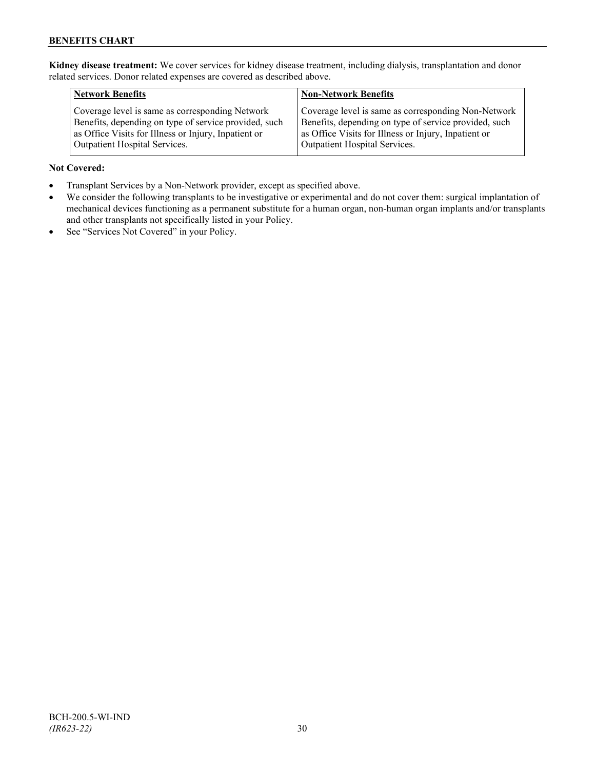**Kidney disease treatment:** We cover services for kidney disease treatment, including dialysis, transplantation and donor related services. Donor related expenses are covered as described above.

| Network Benefits | Non-Network Benefits |
| --- | --- |
| Coverage level is same as corresponding Network Benefits, depending on type of service provided, such as Office Visits for Illness or Injury, Inpatient or Outpatient Hospital Services. | Coverage level is same as corresponding Non-Network Benefits, depending on type of service provided, such as Office Visits for Illness or Injury, Inpatient or Outpatient Hospital Services. |

**Not Covered:**

- Transplant Services by a Non-Network provider, except as specified above.
- We consider the following transplants to be investigative or experimental and do not cover them: surgical implantation of mechanical devices functioning as a permanent substitute for a human organ, non-human organ implants and/or transplants and other transplants not specifically listed in your Policy.
- See "Services Not Covered" in your Policy.

BCH-200.5-WI-IND
*(IR623-22)*